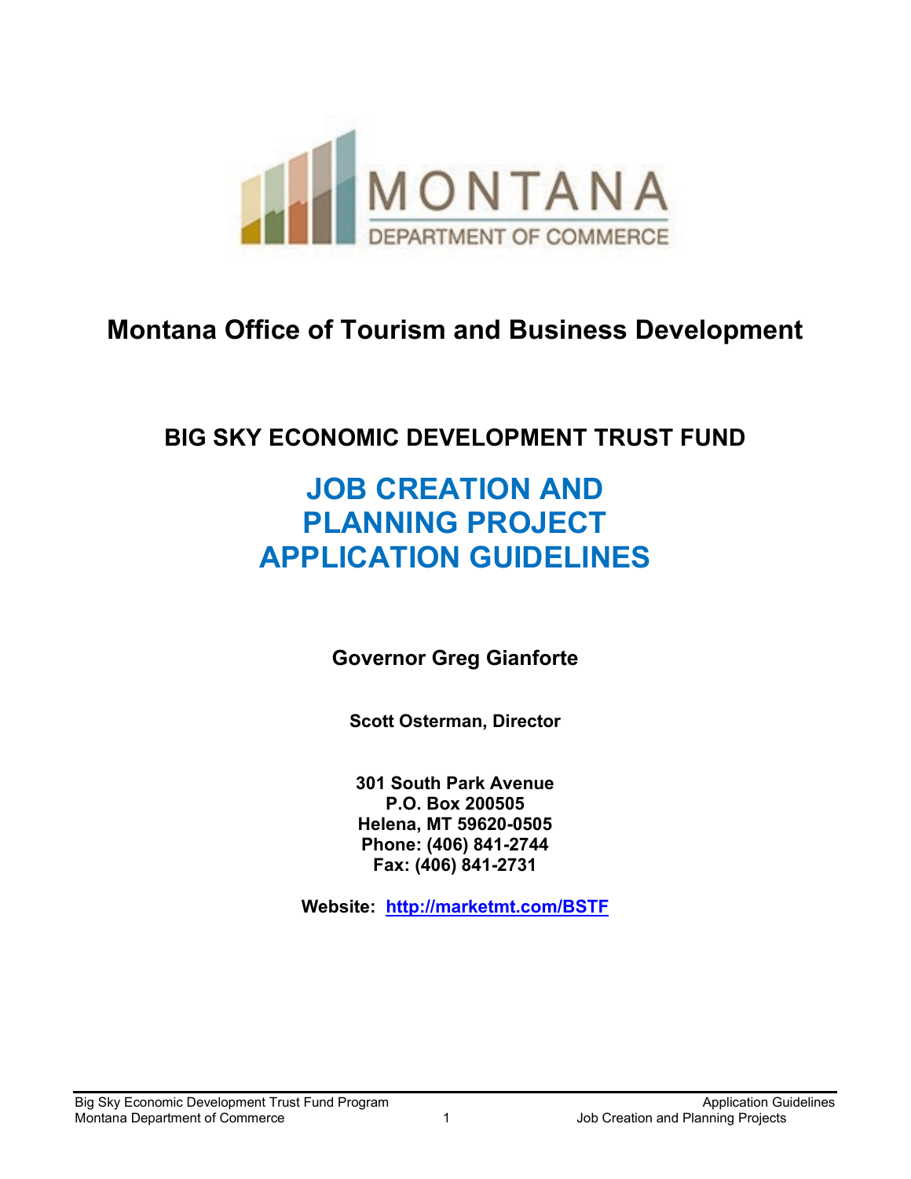MONTANA
DEPARTMENT OF COMMERCE

## Montana Office of Tourism and Business Development

### BIG SKY ECONOMIC DEVELOPMENT TRUST FUND

# JOB CREATION AND PLANNING PROJECT APPLICATION GUIDELINES

**Governor Greg Gianforte**

**Scott Osterman, Director**

**301 South Park Avenue**
**P.O. Box 200505**
**Helena, MT 59620-0505**
**Phone: (406) 841-2744**
**Fax: (406) 841-2731**

**Website:** [http://marketmt.com/BSTF](http://marketmt.com/BSTF)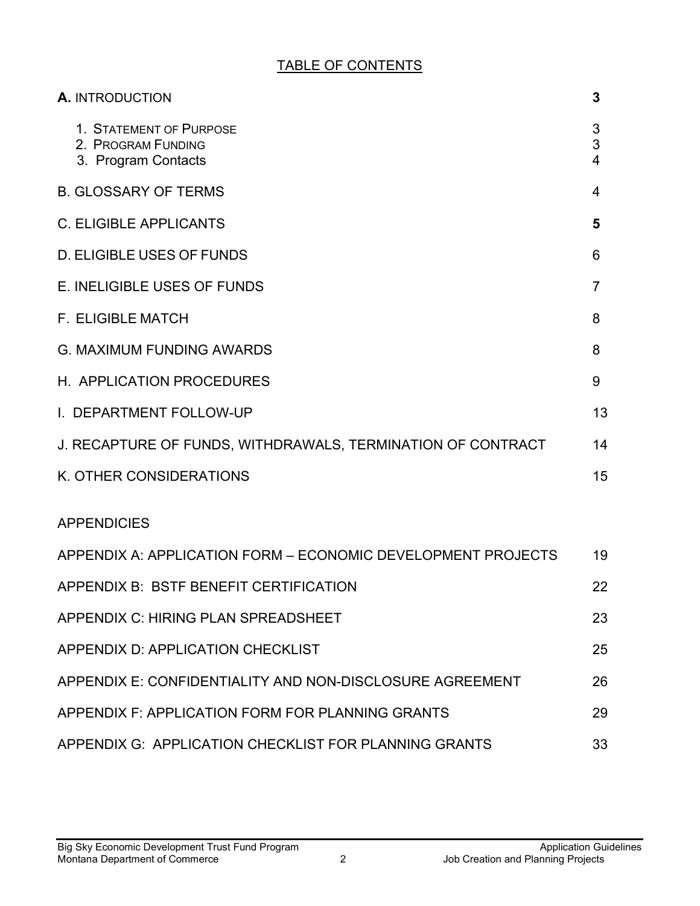# TABLE OF CONTENTS

| | |
|---|---|
| **A.** INTRODUCTION | **3** |
| 1. STATEMENT OF PURPOSE | 3 |
| 2. PROGRAM FUNDING | 3 |
| 3. Program Contacts | 4 |
| B. GLOSSARY OF TERMS | 4 |
| C. ELIGIBLE APPLICANTS | **5** |
| D. ELIGIBLE USES OF FUNDS | 6 |
| E. INELIGIBLE USES OF FUNDS | 7 |
| F. ELIGIBLE MATCH | 8 |
| G. MAXIMUM FUNDING AWARDS | 8 |
| H. APPLICATION PROCEDURES | 9 |
| I. DEPARTMENT FOLLOW-UP | 13 |
| J. RECAPTURE OF FUNDS, WITHDRAWALS, TERMINATION OF CONTRACT | 14 |
| K. OTHER CONSIDERATIONS | 15 |
| APPENDICIES | |
| APPENDIX A: APPLICATION FORM – ECONOMIC DEVELOPMENT PROJECTS | 19 |
| APPENDIX B: BSTF BENEFIT CERTIFICATION | 22 |
| APPENDIX C: HIRING PLAN SPREADSHEET | 23 |
| APPENDIX D: APPLICATION CHECKLIST | 25 |
| APPENDIX E: CONFIDENTIALITY AND NON-DISCLOSURE AGREEMENT | 26 |
| APPENDIX F: APPLICATION FORM FOR PLANNING GRANTS | 29 |
| APPENDIX G: APPLICATION CHECKLIST FOR PLANNING GRANTS | 33 |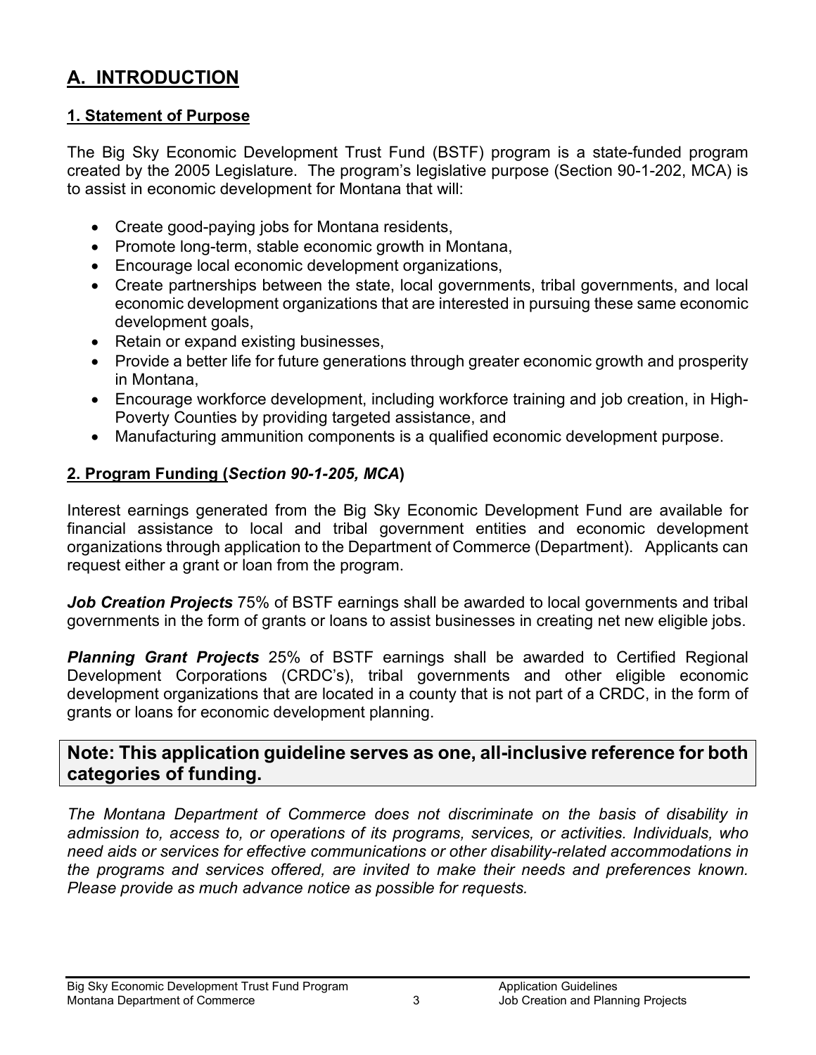# A. INTRODUCTION

## 1. Statement of Purpose

The Big Sky Economic Development Trust Fund (BSTF) program is a state-funded program created by the 2005 Legislature. The program's legislative purpose (Section 90-1-202, MCA) is to assist in economic development for Montana that will:

- Create good-paying jobs for Montana residents,
- Promote long-term, stable economic growth in Montana,
- Encourage local economic development organizations,
- Create partnerships between the state, local governments, tribal governments, and local economic development organizations that are interested in pursuing these same economic development goals,
- Retain or expand existing businesses,
- Provide a better life for future generations through greater economic growth and prosperity in Montana,
- Encourage workforce development, including workforce training and job creation, in High-Poverty Counties by providing targeted assistance, and
- Manufacturing ammunition components is a qualified economic development purpose.

## 2. Program Funding (*Section 90-1-205, MCA*)

Interest earnings generated from the Big Sky Economic Development Fund are available for financial assistance to local and tribal government entities and economic development organizations through application to the Department of Commerce (Department). Applicants can request either a grant or loan from the program.

***Job Creation Projects*** 75% of BSTF earnings shall be awarded to local governments and tribal governments in the form of grants or loans to assist businesses in creating net new eligible jobs.

***Planning Grant Projects*** 25% of BSTF earnings shall be awarded to Certified Regional Development Corporations (CRDC's), tribal governments and other eligible economic development organizations that are located in a county that is not part of a CRDC, in the form of grants or loans for economic development planning.

**Note: This application guideline serves as one, all-inclusive reference for both categories of funding.**

*The Montana Department of Commerce does not discriminate on the basis of disability in admission to, access to, or operations of its programs, services, or activities. Individuals, who need aids or services for effective communications or other disability-related accommodations in the programs and services offered, are invited to make their needs and preferences known. Please provide as much advance notice as possible for requests.*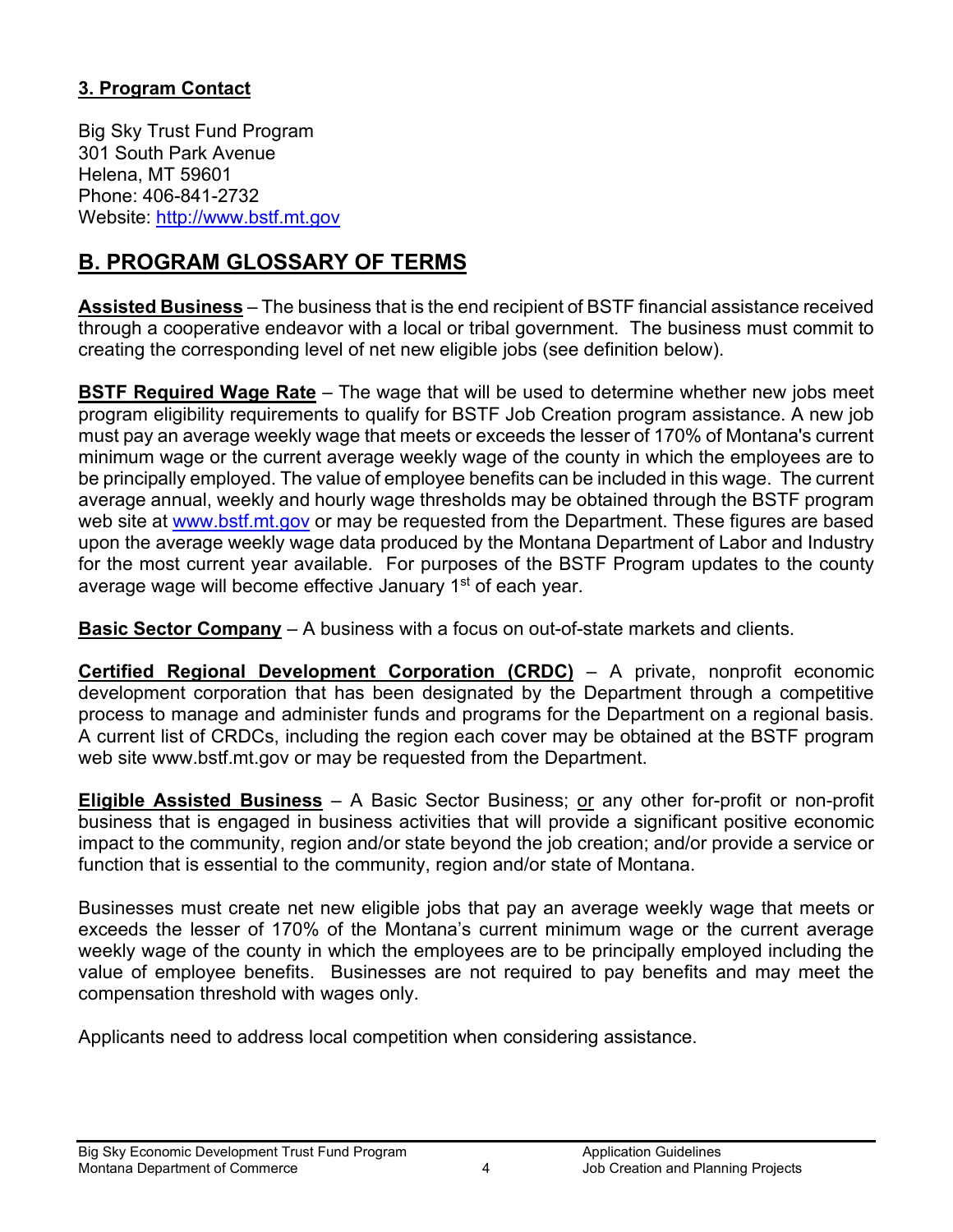### 3. Program Contact

Big Sky Trust Fund Program
301 South Park Avenue
Helena, MT 59601
Phone: 406-841-2732
Website: http://www.bstf.mt.gov

## B. PROGRAM GLOSSARY OF TERMS

**Assisted Business** – The business that is the end recipient of BSTF financial assistance received through a cooperative endeavor with a local or tribal government. The business must commit to creating the corresponding level of net new eligible jobs (see definition below).

**BSTF Required Wage Rate** – The wage that will be used to determine whether new jobs meet program eligibility requirements to qualify for BSTF Job Creation program assistance. A new job must pay an average weekly wage that meets or exceeds the lesser of 170% of Montana's current minimum wage or the current average weekly wage of the county in which the employees are to be principally employed. The value of employee benefits can be included in this wage. The current average annual, weekly and hourly wage thresholds may be obtained through the BSTF program web site at www.bstf.mt.gov or may be requested from the Department. These figures are based upon the average weekly wage data produced by the Montana Department of Labor and Industry for the most current year available. For purposes of the BSTF Program updates to the county average wage will become effective January 1st of each year.

**Basic Sector Company** – A business with a focus on out-of-state markets and clients.

**Certified Regional Development Corporation (CRDC)** – A private, nonprofit economic development corporation that has been designated by the Department through a competitive process to manage and administer funds and programs for the Department on a regional basis. A current list of CRDCs, including the region each cover may be obtained at the BSTF program web site www.bstf.mt.gov or may be requested from the Department.

**Eligible Assisted Business** – A Basic Sector Business; or any other for-profit or non-profit business that is engaged in business activities that will provide a significant positive economic impact to the community, region and/or state beyond the job creation; and/or provide a service or function that is essential to the community, region and/or state of Montana.

Businesses must create net new eligible jobs that pay an average weekly wage that meets or exceeds the lesser of 170% of the Montana's current minimum wage or the current average weekly wage of the county in which the employees are to be principally employed including the value of employee benefits. Businesses are not required to pay benefits and may meet the compensation threshold with wages only.

Applicants need to address local competition when considering assistance.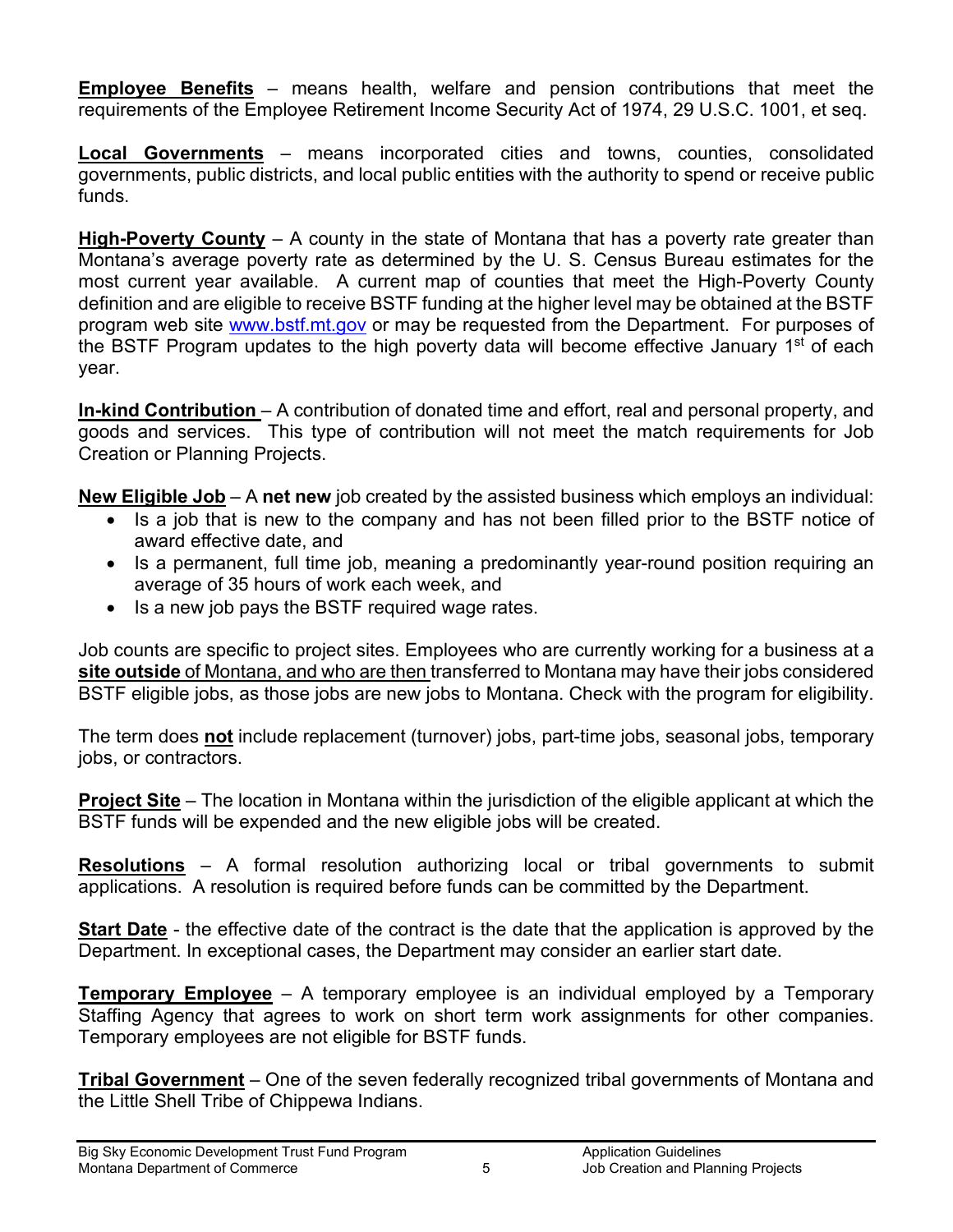**Employee Benefits** – means health, welfare and pension contributions that meet the requirements of the Employee Retirement Income Security Act of 1974, 29 U.S.C. 1001, et seq.

**Local Governments** – means incorporated cities and towns, counties, consolidated governments, public districts, and local public entities with the authority to spend or receive public funds.

**High-Poverty County** – A county in the state of Montana that has a poverty rate greater than Montana's average poverty rate as determined by the U. S. Census Bureau estimates for the most current year available. A current map of counties that meet the High-Poverty County definition and are eligible to receive BSTF funding at the higher level may be obtained at the BSTF program web site [www.bstf.mt.gov](http://www.bstf.mt.gov) or may be requested from the Department. For purposes of the BSTF Program updates to the high poverty data will become effective January 1st of each year.

**In-kind Contribution** – A contribution of donated time and effort, real and personal property, and goods and services. This type of contribution will not meet the match requirements for Job Creation or Planning Projects.

**New Eligible Job** – A **net new** job created by the assisted business which employs an individual:

- Is a job that is new to the company and has not been filled prior to the BSTF notice of award effective date, and
- Is a permanent, full time job, meaning a predominantly year-round position requiring an average of 35 hours of work each week, and
- Is a new job pays the BSTF required wage rates.

Job counts are specific to project sites. Employees who are currently working for a business at a **site outside** of Montana, and who are then transferred to Montana may have their jobs considered BSTF eligible jobs, as those jobs are new jobs to Montana. Check with the program for eligibility.

The term does **not** include replacement (turnover) jobs, part-time jobs, seasonal jobs, temporary jobs, or contractors.

**Project Site** – The location in Montana within the jurisdiction of the eligible applicant at which the BSTF funds will be expended and the new eligible jobs will be created.

**Resolutions** – A formal resolution authorizing local or tribal governments to submit applications. A resolution is required before funds can be committed by the Department.

**Start Date** - the effective date of the contract is the date that the application is approved by the Department. In exceptional cases, the Department may consider an earlier start date.

**Temporary Employee** – A temporary employee is an individual employed by a Temporary Staffing Agency that agrees to work on short term work assignments for other companies. Temporary employees are not eligible for BSTF funds.

**Tribal Government** – One of the seven federally recognized tribal governments of Montana and the Little Shell Tribe of Chippewa Indians.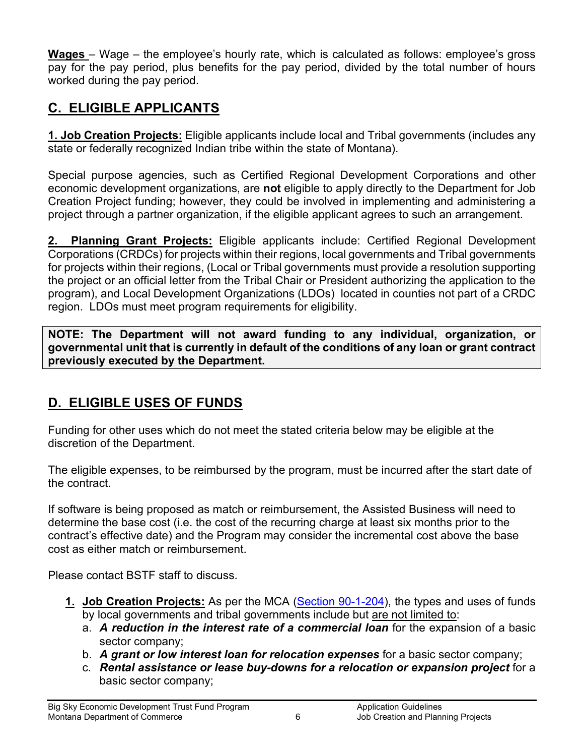**Wages** – Wage – the employee's hourly rate, which is calculated as follows: employee's gross pay for the pay period, plus benefits for the pay period, divided by the total number of hours worked during the pay period.

## C. ELIGIBLE APPLICANTS

**1. Job Creation Projects:** Eligible applicants include local and Tribal governments (includes any state or federally recognized Indian tribe within the state of Montana).

Special purpose agencies, such as Certified Regional Development Corporations and other economic development organizations, are **not** eligible to apply directly to the Department for Job Creation Project funding; however, they could be involved in implementing and administering a project through a partner organization, if the eligible applicant agrees to such an arrangement.

**2. Planning Grant Projects:** Eligible applicants include: Certified Regional Development Corporations (CRDCs) for projects within their regions, local governments and Tribal governments for projects within their regions, (Local or Tribal governments must provide a resolution supporting the project or an official letter from the Tribal Chair or President authorizing the application to the program), and Local Development Organizations (LDOs) located in counties not part of a CRDC region. LDOs must meet program requirements for eligibility.

**NOTE: The Department will not award funding to any individual, organization, or governmental unit that is currently in default of the conditions of any loan or grant contract previously executed by the Department.**

## D. ELIGIBLE USES OF FUNDS

Funding for other uses which do not meet the stated criteria below may be eligible at the discretion of the Department.

The eligible expenses, to be reimbursed by the program, must be incurred after the start date of the contract.

If software is being proposed as match or reimbursement, the Assisted Business will need to determine the base cost (i.e. the cost of the recurring charge at least six months prior to the contract's effective date) and the Program may consider the incremental cost above the base cost as either match or reimbursement.

Please contact BSTF staff to discuss.

1. **Job Creation Projects:** As per the MCA (Section 90-1-204), the types and uses of funds by local governments and tribal governments include but are not limited to:
   a. ***A reduction in the interest rate of a commercial loan*** for the expansion of a basic sector company;
   b. ***A grant or low interest loan for relocation expenses*** for a basic sector company;
   c. ***Rental assistance or lease buy-downs for a relocation or expansion project*** for a basic sector company;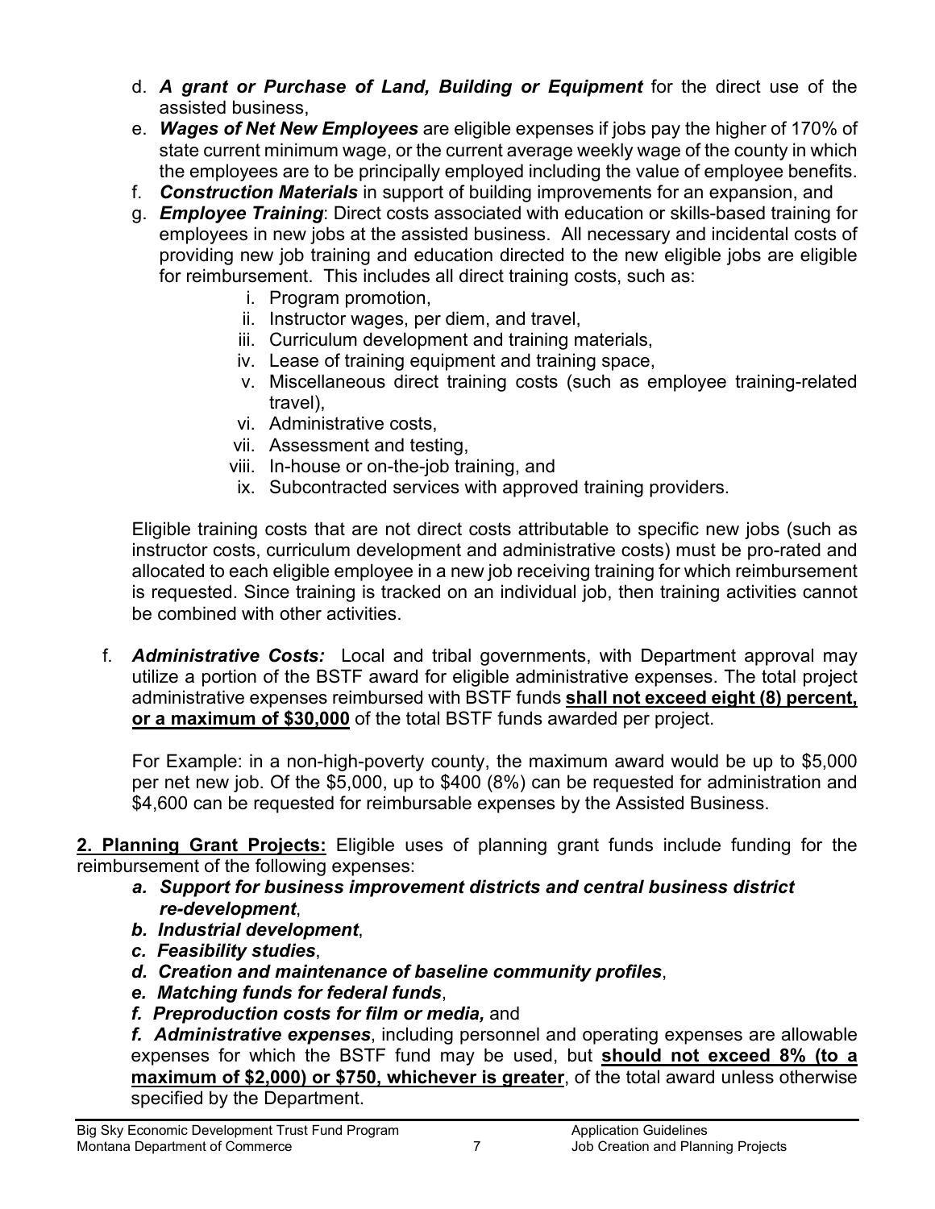d. ***A grant or Purchase of Land, Building or Equipment*** for the direct use of the assisted business,

e. ***Wages of Net New Employees*** are eligible expenses if jobs pay the higher of 170% of state current minimum wage, or the current average weekly wage of the county in which the employees are to be principally employed including the value of employee benefits.

f. ***Construction Materials*** in support of building improvements for an expansion, and

g. ***Employee Training***: Direct costs associated with education or skills-based training for employees in new jobs at the assisted business. All necessary and incidental costs of providing new job training and education directed to the new eligible jobs are eligible for reimbursement. This includes all direct training costs, such as:

   i. Program promotion,
   ii. Instructor wages, per diem, and travel,
   iii. Curriculum development and training materials,
   iv. Lease of training equipment and training space,
   v. Miscellaneous direct training costs (such as employee training-related travel),
   vi. Administrative costs,
   vii. Assessment and testing,
   viii. In-house or on-the-job training, and
   ix. Subcontracted services with approved training providers.

   Eligible training costs that are not direct costs attributable to specific new jobs (such as instructor costs, curriculum development and administrative costs) must be pro-rated and allocated to each eligible employee in a new job receiving training for which reimbursement is requested. Since training is tracked on an individual job, then training activities cannot be combined with other activities.

f. ***Administrative Costs:*** Local and tribal governments, with Department approval may utilize a portion of the BSTF award for eligible administrative expenses. The total project administrative expenses reimbursed with BSTF funds **shall not exceed eight (8) percent, or a maximum of $30,000** of the total BSTF funds awarded per project.

   For Example: in a non-high-poverty county, the maximum award would be up to $5,000 per net new job. Of the $5,000, up to $400 (8%) can be requested for administration and $4,600 can be requested for reimbursable expenses by the Assisted Business.

**2. Planning Grant Projects:** Eligible uses of planning grant funds include funding for the reimbursement of the following expenses:

*a.* ***Support for business improvement districts and central business district re-development***,
*b.* ***Industrial development***,
*c.* ***Feasibility studies***,
*d.* ***Creation and maintenance of baseline community profiles***,
*e.* ***Matching funds for federal funds***,
*f.* ***Preproduction costs for film or media,*** and
*f.* ***Administrative expenses***, including personnel and operating expenses are allowable expenses for which the BSTF fund may be used, but **should not exceed 8% (to a maximum of $2,000) or $750, whichever is greater**, of the total award unless otherwise specified by the Department.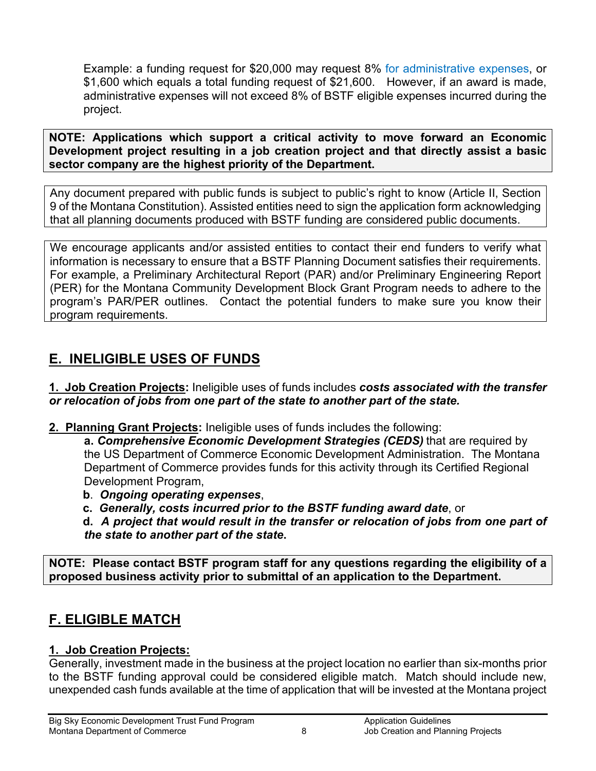Example: a funding request for $20,000 may request 8% for administrative expenses, or $1,600 which equals a total funding request of $21,600. However, if an award is made, administrative expenses will not exceed 8% of BSTF eligible expenses incurred during the project.

**NOTE: Applications which support a critical activity to move forward an Economic Development project resulting in a job creation project and that directly assist a basic sector company are the highest priority of the Department.**

Any document prepared with public funds is subject to public's right to know (Article II, Section 9 of the Montana Constitution). Assisted entities need to sign the application form acknowledging that all planning documents produced with BSTF funding are considered public documents.

We encourage applicants and/or assisted entities to contact their end funders to verify what information is necessary to ensure that a BSTF Planning Document satisfies their requirements. For example, a Preliminary Architectural Report (PAR) and/or Preliminary Engineering Report (PER) for the Montana Community Development Block Grant Program needs to adhere to the program's PAR/PER outlines. Contact the potential funders to make sure you know their program requirements.

## E. INELIGIBLE USES OF FUNDS

**1. Job Creation Projects:** Ineligible uses of funds includes ***costs associated with the transfer or relocation of jobs from one part of the state to another part of the state.***

**2. Planning Grant Projects:** Ineligible uses of funds includes the following:

**a.** ***Comprehensive Economic Development Strategies (CEDS)*** that are required by the US Department of Commerce Economic Development Administration. The Montana Department of Commerce provides funds for this activity through its Certified Regional Development Program,

**b**. ***Ongoing operating expenses***,

**c.** ***Generally, costs incurred prior to the BSTF funding award date***, or

**d.** ***A project that would result in the transfer or relocation of jobs from one part of the state to another part of the state.***

**NOTE: Please contact BSTF program staff for any questions regarding the eligibility of a proposed business activity prior to submittal of an application to the Department.**

## F. ELIGIBLE MATCH

**1. Job Creation Projects:**

Generally, investment made in the business at the project location no earlier than six-months prior to the BSTF funding approval could be considered eligible match. Match should include new, unexpended cash funds available at the time of application that will be invested at the Montana project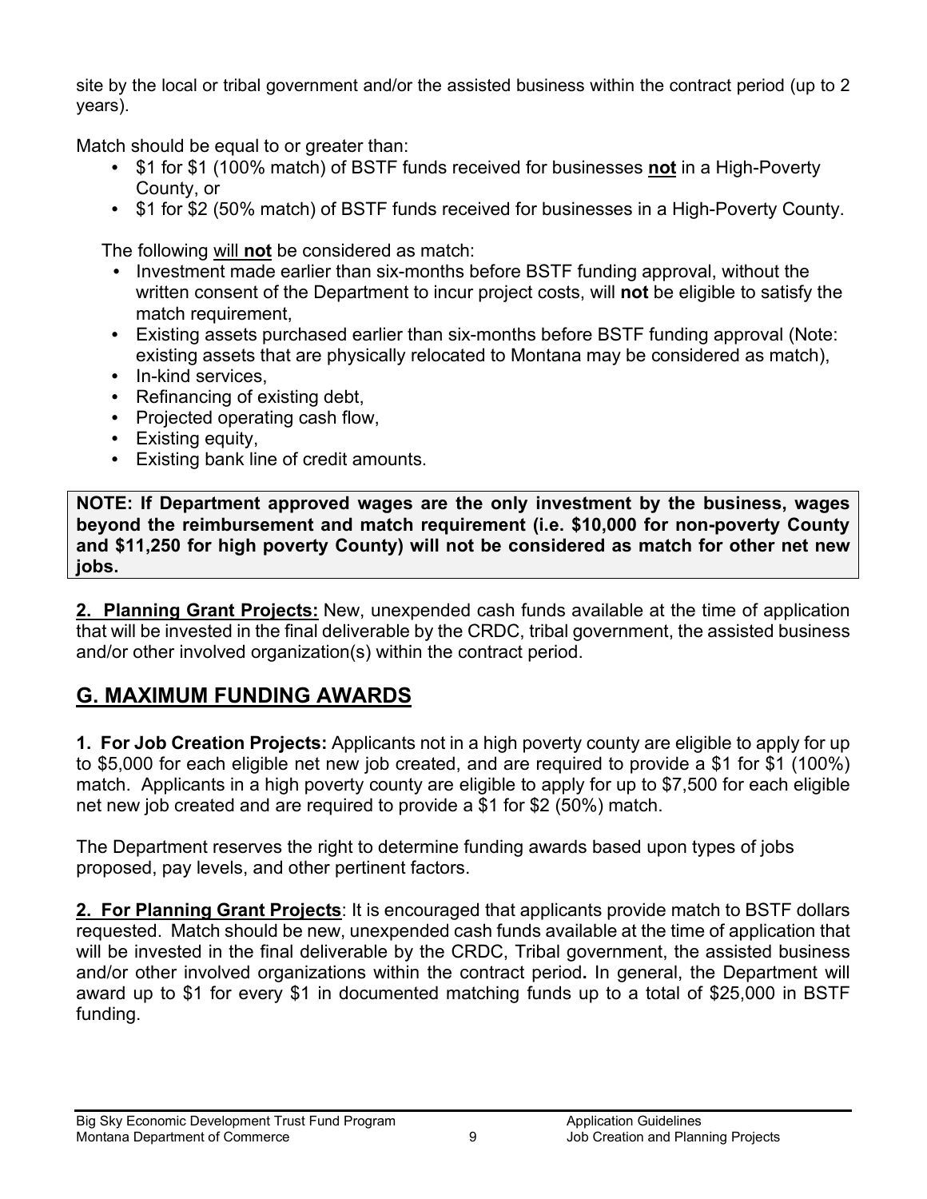site by the local or tribal government and/or the assisted business within the contract period (up to 2 years).

Match should be equal to or greater than:

- $1 for $1 (100% match) of BSTF funds received for businesses **not** in a High-Poverty County, or
- $1 for $2 (50% match) of BSTF funds received for businesses in a High-Poverty County.

The following will **not** be considered as match:

- Investment made earlier than six-months before BSTF funding approval, without the written consent of the Department to incur project costs, will **not** be eligible to satisfy the match requirement,
- Existing assets purchased earlier than six-months before BSTF funding approval (Note: existing assets that are physically relocated to Montana may be considered as match),
- In-kind services,
- Refinancing of existing debt,
- Projected operating cash flow,
- Existing equity,
- Existing bank line of credit amounts.

**NOTE: If Department approved wages are the only investment by the business, wages beyond the reimbursement and match requirement (i.e. $10,000 for non-poverty County and $11,250 for high poverty County) will not be considered as match for other net new jobs.**

**2. Planning Grant Projects:** New, unexpended cash funds available at the time of application that will be invested in the final deliverable by the CRDC, tribal government, the assisted business and/or other involved organization(s) within the contract period.

## G. MAXIMUM FUNDING AWARDS

**1. For Job Creation Projects:** Applicants not in a high poverty county are eligible to apply for up to $5,000 for each eligible net new job created, and are required to provide a $1 for $1 (100%) match. Applicants in a high poverty county are eligible to apply for up to $7,500 for each eligible net new job created and are required to provide a $1 for $2 (50%) match.

The Department reserves the right to determine funding awards based upon types of jobs proposed, pay levels, and other pertinent factors.

**2. For Planning Grant Projects**: It is encouraged that applicants provide match to BSTF dollars requested. Match should be new, unexpended cash funds available at the time of application that will be invested in the final deliverable by the CRDC, Tribal government, the assisted business and/or other involved organizations within the contract period**.** In general, the Department will award up to $1 for every $1 in documented matching funds up to a total of $25,000 in BSTF funding.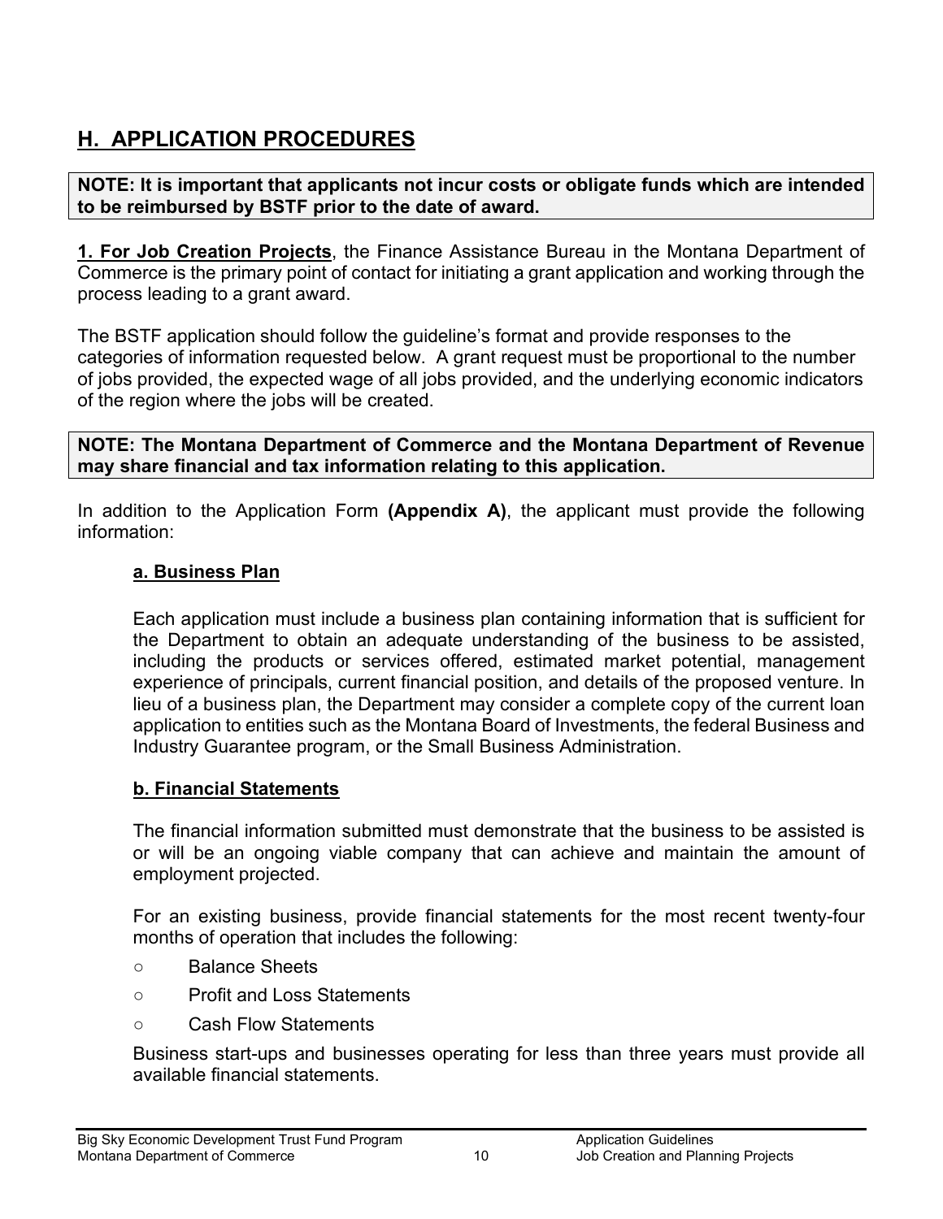## H. APPLICATION PROCEDURES

**NOTE: It is important that applicants not incur costs or obligate funds which are intended to be reimbursed by BSTF prior to the date of award.**

**1. For Job Creation Projects**, the Finance Assistance Bureau in the Montana Department of Commerce is the primary point of contact for initiating a grant application and working through the process leading to a grant award.

The BSTF application should follow the guideline's format and provide responses to the categories of information requested below. A grant request must be proportional to the number of jobs provided, the expected wage of all jobs provided, and the underlying economic indicators of the region where the jobs will be created.

**NOTE: The Montana Department of Commerce and the Montana Department of Revenue may share financial and tax information relating to this application.**

In addition to the Application Form **(Appendix A)**, the applicant must provide the following information:

### a. Business Plan

Each application must include a business plan containing information that is sufficient for the Department to obtain an adequate understanding of the business to be assisted, including the products or services offered, estimated market potential, management experience of principals, current financial position, and details of the proposed venture. In lieu of a business plan, the Department may consider a complete copy of the current loan application to entities such as the Montana Board of Investments, the federal Business and Industry Guarantee program, or the Small Business Administration.

### b. Financial Statements

The financial information submitted must demonstrate that the business to be assisted is or will be an ongoing viable company that can achieve and maintain the amount of employment projected.

For an existing business, provide financial statements for the most recent twenty-four months of operation that includes the following:

- Balance Sheets
- Profit and Loss Statements
- Cash Flow Statements

Business start-ups and businesses operating for less than three years must provide all available financial statements.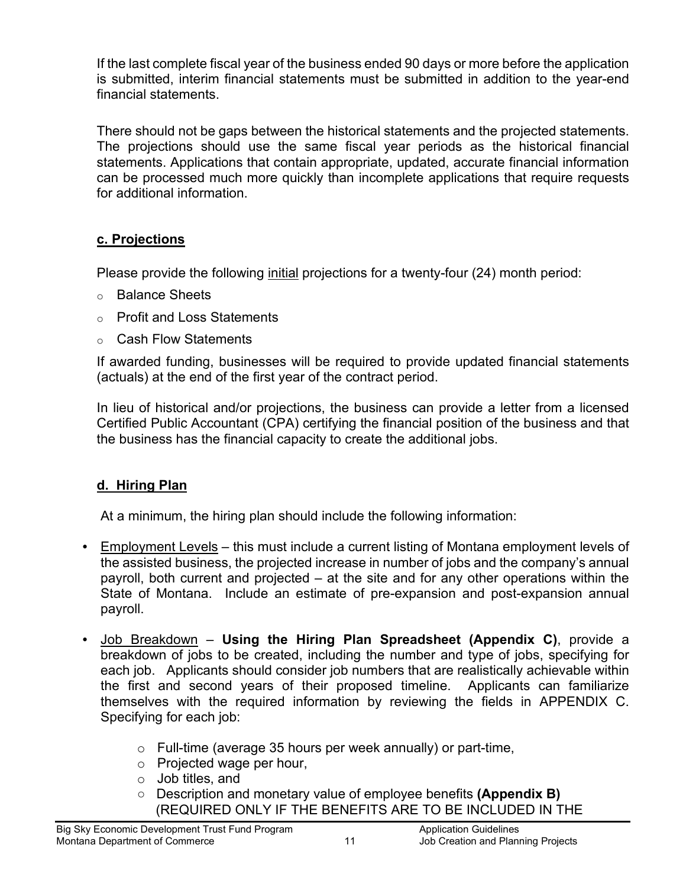If the last complete fiscal year of the business ended 90 days or more before the application is submitted, interim financial statements must be submitted in addition to the year-end financial statements.

There should not be gaps between the historical statements and the projected statements. The projections should use the same fiscal year periods as the historical financial statements. Applications that contain appropriate, updated, accurate financial information can be processed much more quickly than incomplete applications that require requests for additional information.

### c. Projections

Please provide the following <u>initial</u> projections for a twenty-four (24) month period:

- Balance Sheets
- Profit and Loss Statements
- Cash Flow Statements

If awarded funding, businesses will be required to provide updated financial statements (actuals) at the end of the first year of the contract period.

In lieu of historical and/or projections, the business can provide a letter from a licensed Certified Public Accountant (CPA) certifying the financial position of the business and that the business has the financial capacity to create the additional jobs.

### d. Hiring Plan

At a minimum, the hiring plan should include the following information:

- <u>Employment Levels</u> – this must include a current listing of Montana employment levels of the assisted business, the projected increase in number of jobs and the company's annual payroll, both current and projected – at the site and for any other operations within the State of Montana. Include an estimate of pre-expansion and post-expansion annual payroll.
- <u>Job Breakdown</u> – **Using the Hiring Plan Spreadsheet (Appendix C)**, provide a breakdown of jobs to be created, including the number and type of jobs, specifying for each job. Applicants should consider job numbers that are realistically achievable within the first and second years of their proposed timeline. Applicants can familiarize themselves with the required information by reviewing the fields in APPENDIX C. Specifying for each job:
  - Full-time (average 35 hours per week annually) or part-time,
  - Projected wage per hour,
  - Job titles, and
  - Description and monetary value of employee benefits **(Appendix B)** (REQUIRED ONLY IF THE BENEFITS ARE TO BE INCLUDED IN THE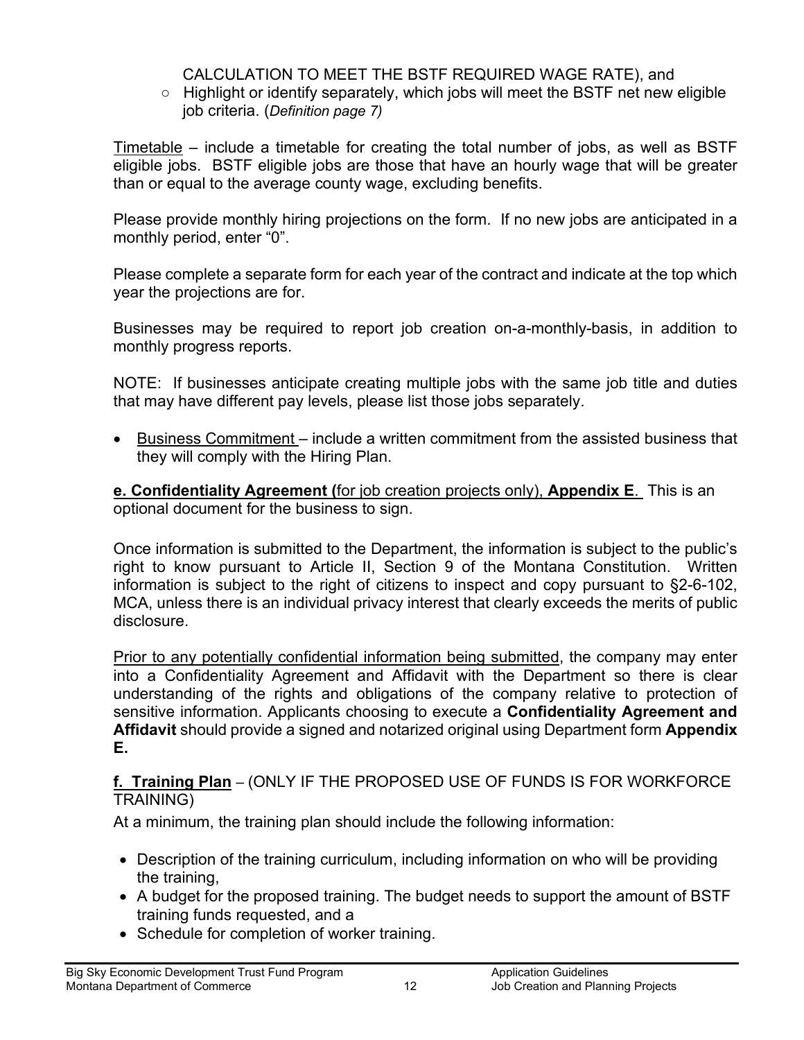CALCULATION TO MEET THE BSTF REQUIRED WAGE RATE), and

- ○ Highlight or identify separately, which jobs will meet the BSTF net new eligible job criteria. (*Definition page 7)*

Timetable – include a timetable for creating the total number of jobs, as well as BSTF eligible jobs. BSTF eligible jobs are those that have an hourly wage that will be greater than or equal to the average county wage, excluding benefits.

Please provide monthly hiring projections on the form. If no new jobs are anticipated in a monthly period, enter "0".

Please complete a separate form for each year of the contract and indicate at the top which year the projections are for.

Businesses may be required to report job creation on-a-monthly-basis, in addition to monthly progress reports.

NOTE: If businesses anticipate creating multiple jobs with the same job title and duties that may have different pay levels, please list those jobs separately.

- Business Commitment – include a written commitment from the assisted business that they will comply with the Hiring Plan.

**e. Confidentiality Agreement (**for job creation projects only), **Appendix E**. This is an optional document for the business to sign.

Once information is submitted to the Department, the information is subject to the public's right to know pursuant to Article II, Section 9 of the Montana Constitution. Written information is subject to the right of citizens to inspect and copy pursuant to §2-6-102, MCA, unless there is an individual privacy interest that clearly exceeds the merits of public disclosure.

Prior to any potentially confidential information being submitted, the company may enter into a Confidentiality Agreement and Affidavit with the Department so there is clear understanding of the rights and obligations of the company relative to protection of sensitive information. Applicants choosing to execute a **Confidentiality Agreement and Affidavit** should provide a signed and notarized original using Department form **Appendix E.**

**f. Training Plan** – (ONLY IF THE PROPOSED USE OF FUNDS IS FOR WORKFORCE TRAINING)

At a minimum, the training plan should include the following information:

- Description of the training curriculum, including information on who will be providing the training,
- A budget for the proposed training. The budget needs to support the amount of BSTF training funds requested, and a
- Schedule for completion of worker training.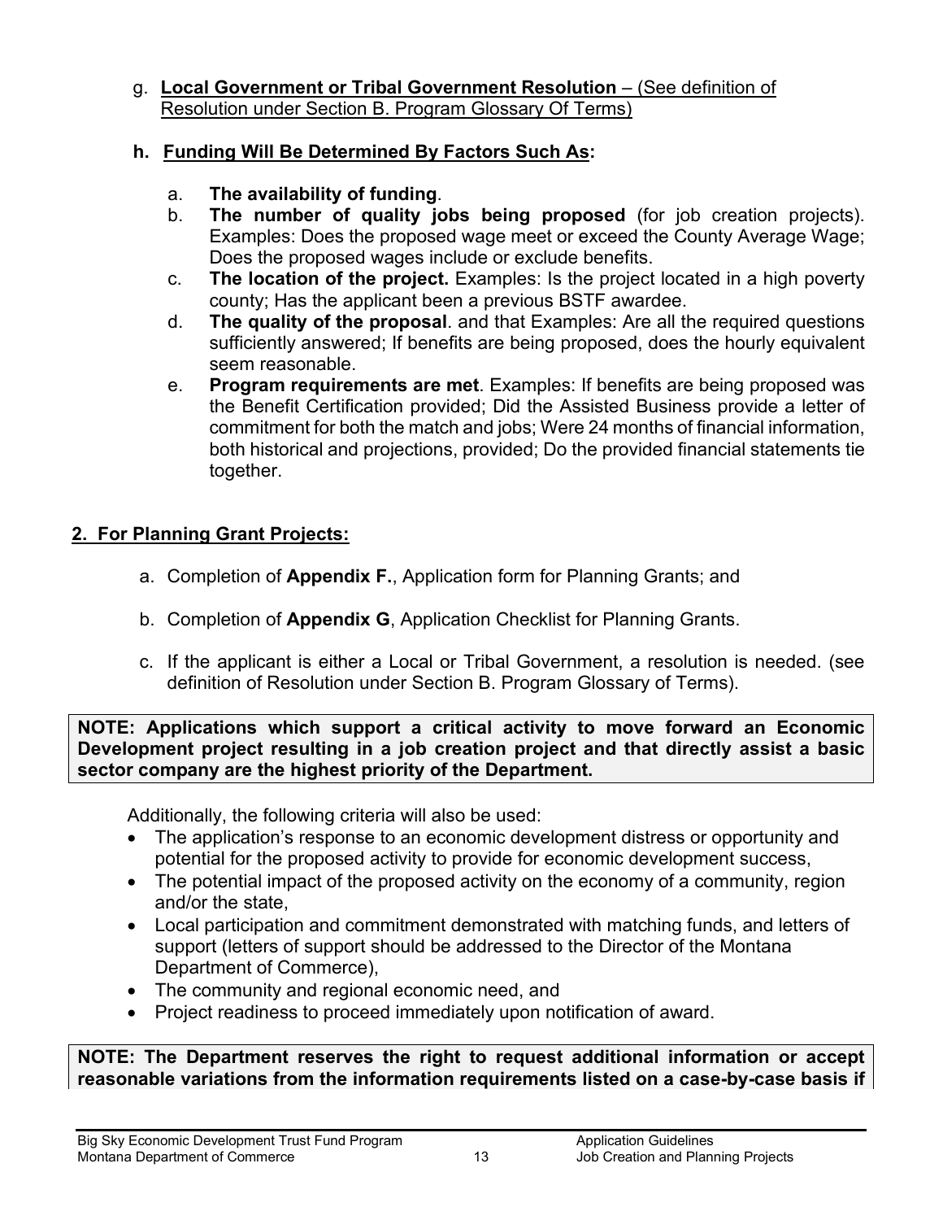g. **Local Government or Tribal Government Resolution** – (See definition of Resolution under Section B. Program Glossary Of Terms)

**h. Funding Will Be Determined By Factors Such As:**

a. **The availability of funding**.

b. **The number of quality jobs being proposed** (for job creation projects). Examples: Does the proposed wage meet or exceed the County Average Wage; Does the proposed wages include or exclude benefits.

c. **The location of the project.** Examples: Is the project located in a high poverty county; Has the applicant been a previous BSTF awardee.

d. **The quality of the proposal**. and that Examples: Are all the required questions sufficiently answered; If benefits are being proposed, does the hourly equivalent seem reasonable.

e. **Program requirements are met**. Examples: If benefits are being proposed was the Benefit Certification provided; Did the Assisted Business provide a letter of commitment for both the match and jobs; Were 24 months of financial information, both historical and projections, provided; Do the provided financial statements tie together.

## 2. For Planning Grant Projects:

a. Completion of **Appendix F.**, Application form for Planning Grants; and

b. Completion of **Appendix G**, Application Checklist for Planning Grants.

c. If the applicant is either a Local or Tribal Government, a resolution is needed. (see definition of Resolution under Section B. Program Glossary of Terms).

**NOTE: Applications which support a critical activity to move forward an Economic Development project resulting in a job creation project and that directly assist a basic sector company are the highest priority of the Department.**

Additionally, the following criteria will also be used:

- The application's response to an economic development distress or opportunity and potential for the proposed activity to provide for economic development success,
- The potential impact of the proposed activity on the economy of a community, region and/or the state,
- Local participation and commitment demonstrated with matching funds, and letters of support (letters of support should be addressed to the Director of the Montana Department of Commerce),
- The community and regional economic need, and
- Project readiness to proceed immediately upon notification of award.

**NOTE: The Department reserves the right to request additional information or accept reasonable variations from the information requirements listed on a case-by-case basis if**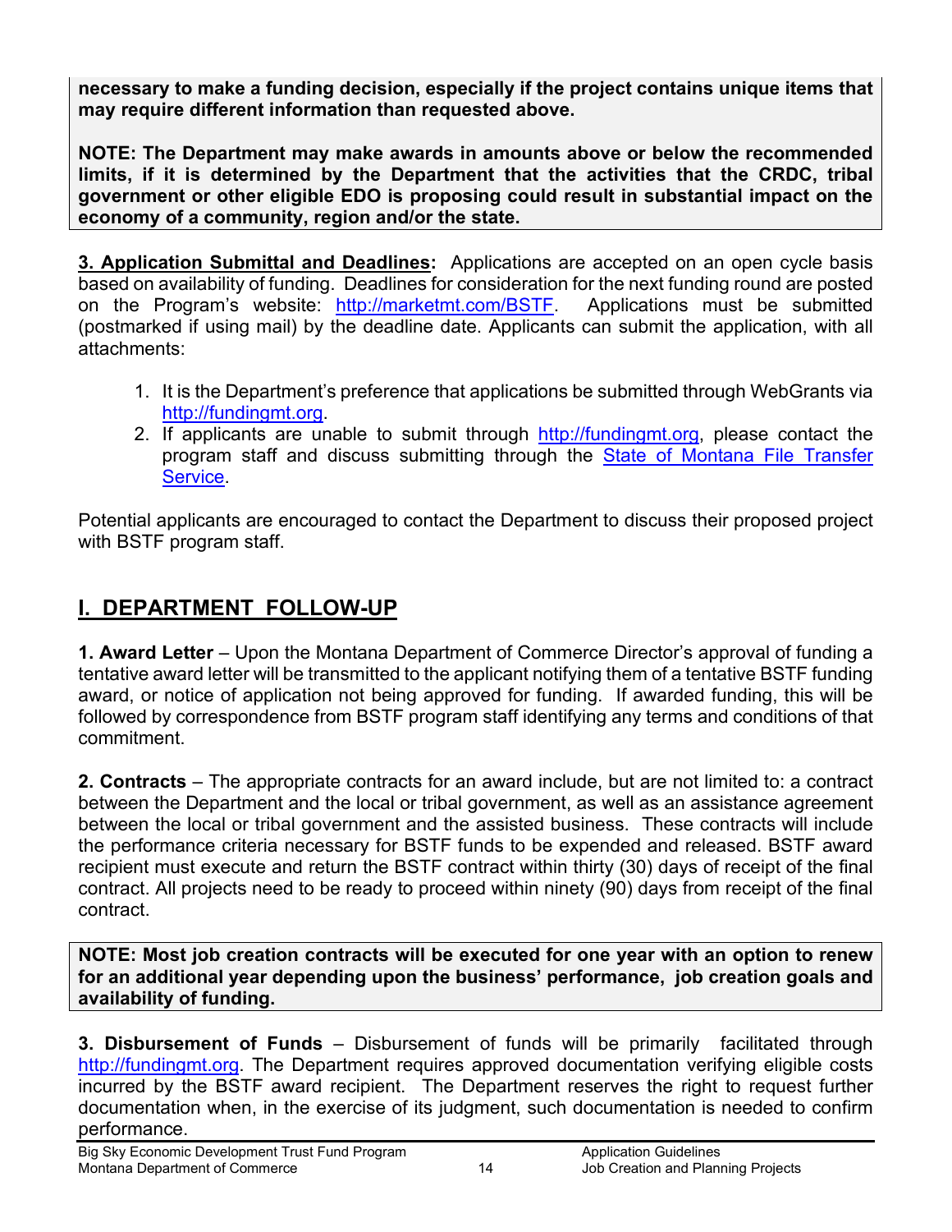**necessary to make a funding decision, especially if the project contains unique items that may require different information than requested above.**

**NOTE: The Department may make awards in amounts above or below the recommended limits, if it is determined by the Department that the activities that the CRDC, tribal government or other eligible EDO is proposing could result in substantial impact on the economy of a community, region and/or the state.**

**3. Application Submittal and Deadlines:** Applications are accepted on an open cycle basis based on availability of funding. Deadlines for consideration for the next funding round are posted on the Program's website: [http://marketmt.com/BSTF](http://marketmt.com/BSTF). Applications must be submitted (postmarked if using mail) by the deadline date. Applicants can submit the application, with all attachments:

1. It is the Department's preference that applications be submitted through WebGrants via [http://fundingmt.org](http://fundingmt.org).
2. If applicants are unable to submit through [http://fundingmt.org](http://fundingmt.org), please contact the program staff and discuss submitting through the State of Montana File Transfer Service.

Potential applicants are encouraged to contact the Department to discuss their proposed project with BSTF program staff.

## I. DEPARTMENT FOLLOW-UP

**1. Award Letter** – Upon the Montana Department of Commerce Director's approval of funding a tentative award letter will be transmitted to the applicant notifying them of a tentative BSTF funding award, or notice of application not being approved for funding. If awarded funding, this will be followed by correspondence from BSTF program staff identifying any terms and conditions of that commitment.

**2. Contracts** – The appropriate contracts for an award include, but are not limited to: a contract between the Department and the local or tribal government, as well as an assistance agreement between the local or tribal government and the assisted business. These contracts will include the performance criteria necessary for BSTF funds to be expended and released. BSTF award recipient must execute and return the BSTF contract within thirty (30) days of receipt of the final contract. All projects need to be ready to proceed within ninety (90) days from receipt of the final contract.

**NOTE: Most job creation contracts will be executed for one year with an option to renew for an additional year depending upon the business' performance, job creation goals and availability of funding.**

**3. Disbursement of Funds** – Disbursement of funds will be primarily facilitated through [http://fundingmt.org](http://fundingmt.org). The Department requires approved documentation verifying eligible costs incurred by the BSTF award recipient. The Department reserves the right to request further documentation when, in the exercise of its judgment, such documentation is needed to confirm performance.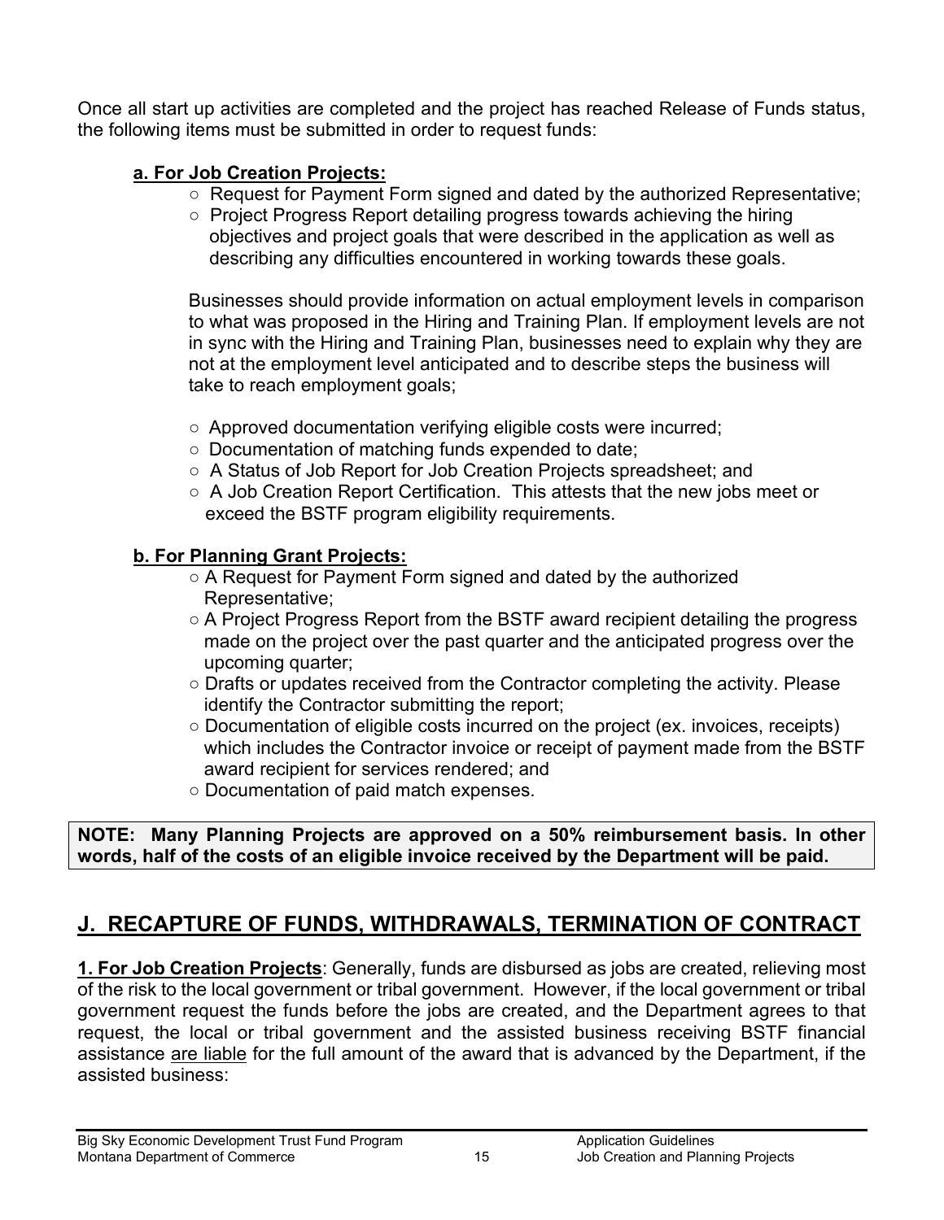Once all start up activities are completed and the project has reached Release of Funds status, the following items must be submitted in order to request funds:

**a. For Job Creation Projects:**

- Request for Payment Form signed and dated by the authorized Representative;
- Project Progress Report detailing progress towards achieving the hiring objectives and project goals that were described in the application as well as describing any difficulties encountered in working towards these goals.

  Businesses should provide information on actual employment levels in comparison to what was proposed in the Hiring and Training Plan. If employment levels are not in sync with the Hiring and Training Plan, businesses need to explain why they are not at the employment level anticipated and to describe steps the business will take to reach employment goals;

- Approved documentation verifying eligible costs were incurred;
- Documentation of matching funds expended to date;
- A Status of Job Report for Job Creation Projects spreadsheet; and
- A Job Creation Report Certification. This attests that the new jobs meet or exceed the BSTF program eligibility requirements.

**b. For Planning Grant Projects:**

- A Request for Payment Form signed and dated by the authorized Representative;
- A Project Progress Report from the BSTF award recipient detailing the progress made on the project over the past quarter and the anticipated progress over the upcoming quarter;
- Drafts or updates received from the Contractor completing the activity. Please identify the Contractor submitting the report;
- Documentation of eligible costs incurred on the project (ex. invoices, receipts) which includes the Contractor invoice or receipt of payment made from the BSTF award recipient for services rendered; and
- Documentation of paid match expenses.

**NOTE: Many Planning Projects are approved on a 50% reimbursement basis. In other words, half of the costs of an eligible invoice received by the Department will be paid.**

## J. RECAPTURE OF FUNDS, WITHDRAWALS, TERMINATION OF CONTRACT

**1. For Job Creation Projects**: Generally, funds are disbursed as jobs are created, relieving most of the risk to the local government or tribal government. However, if the local government or tribal government request the funds before the jobs are created, and the Department agrees to that request, the local or tribal government and the assisted business receiving BSTF financial assistance are liable for the full amount of the award that is advanced by the Department, if the assisted business: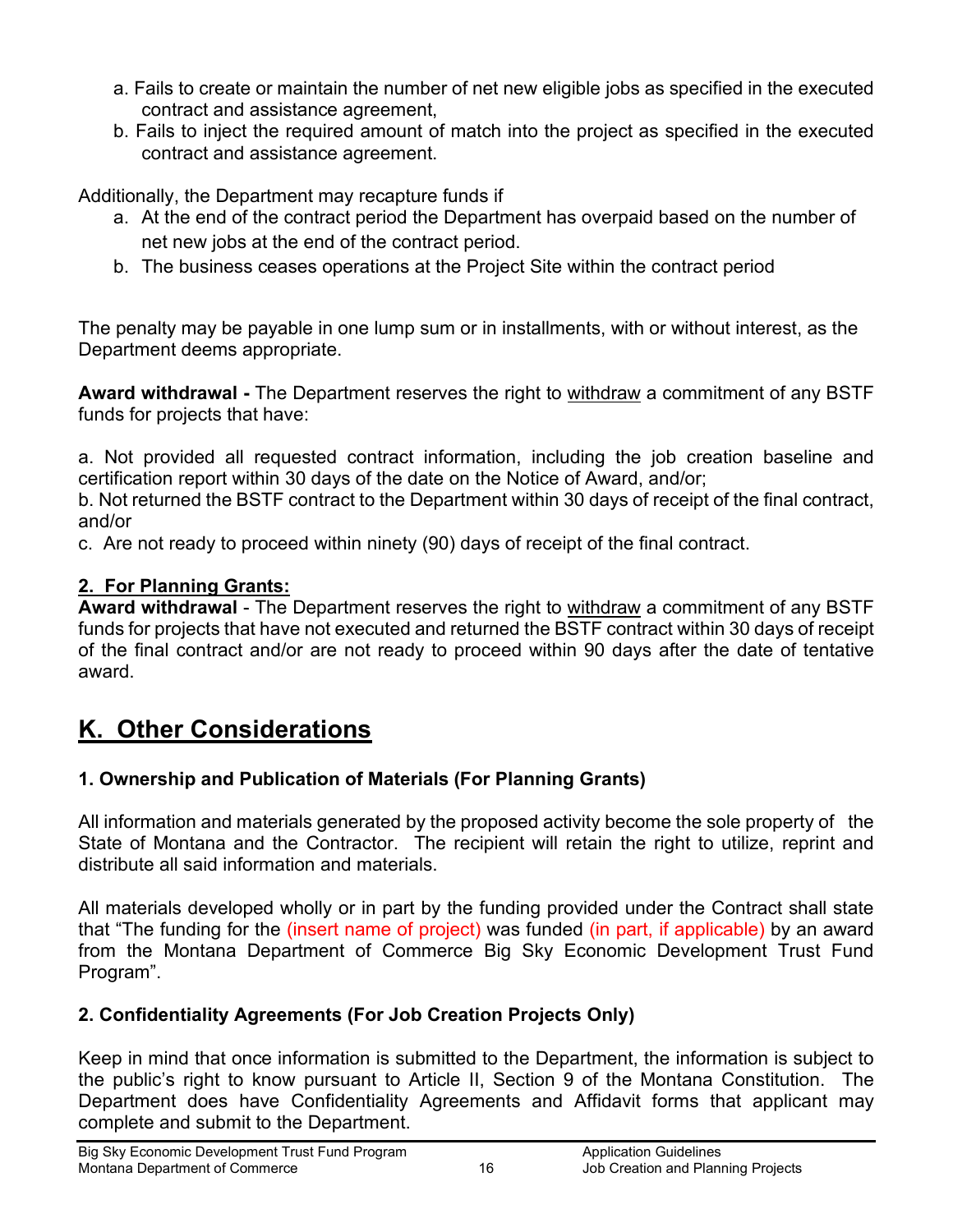a. Fails to create or maintain the number of net new eligible jobs as specified in the executed contract and assistance agreement,

b. Fails to inject the required amount of match into the project as specified in the executed contract and assistance agreement.

Additionally, the Department may recapture funds if

a. At the end of the contract period the Department has overpaid based on the number of net new jobs at the end of the contract period.
b. The business ceases operations at the Project Site within the contract period

The penalty may be payable in one lump sum or in installments, with or without interest, as the Department deems appropriate.

**Award withdrawal -** The Department reserves the right to withdraw a commitment of any BSTF funds for projects that have:

a. Not provided all requested contract information, including the job creation baseline and certification report within 30 days of the date on the Notice of Award, and/or;
b. Not returned the BSTF contract to the Department within 30 days of receipt of the final contract, and/or
c. Are not ready to proceed within ninety (90) days of receipt of the final contract.

### 2. For Planning Grants:

**Award withdrawal** - The Department reserves the right to withdraw a commitment of any BSTF funds for projects that have not executed and returned the BSTF contract within 30 days of receipt of the final contract and/or are not ready to proceed within 90 days after the date of tentative award.

## K. Other Considerations

### 1. Ownership and Publication of Materials (For Planning Grants)

All information and materials generated by the proposed activity become the sole property of the State of Montana and the Contractor. The recipient will retain the right to utilize, reprint and distribute all said information and materials.

All materials developed wholly or in part by the funding provided under the Contract shall state that "The funding for the (insert name of project) was funded (in part, if applicable) by an award from the Montana Department of Commerce Big Sky Economic Development Trust Fund Program".

### 2. Confidentiality Agreements (For Job Creation Projects Only)

Keep in mind that once information is submitted to the Department, the information is subject to the public's right to know pursuant to Article II, Section 9 of the Montana Constitution. The Department does have Confidentiality Agreements and Affidavit forms that applicant may complete and submit to the Department.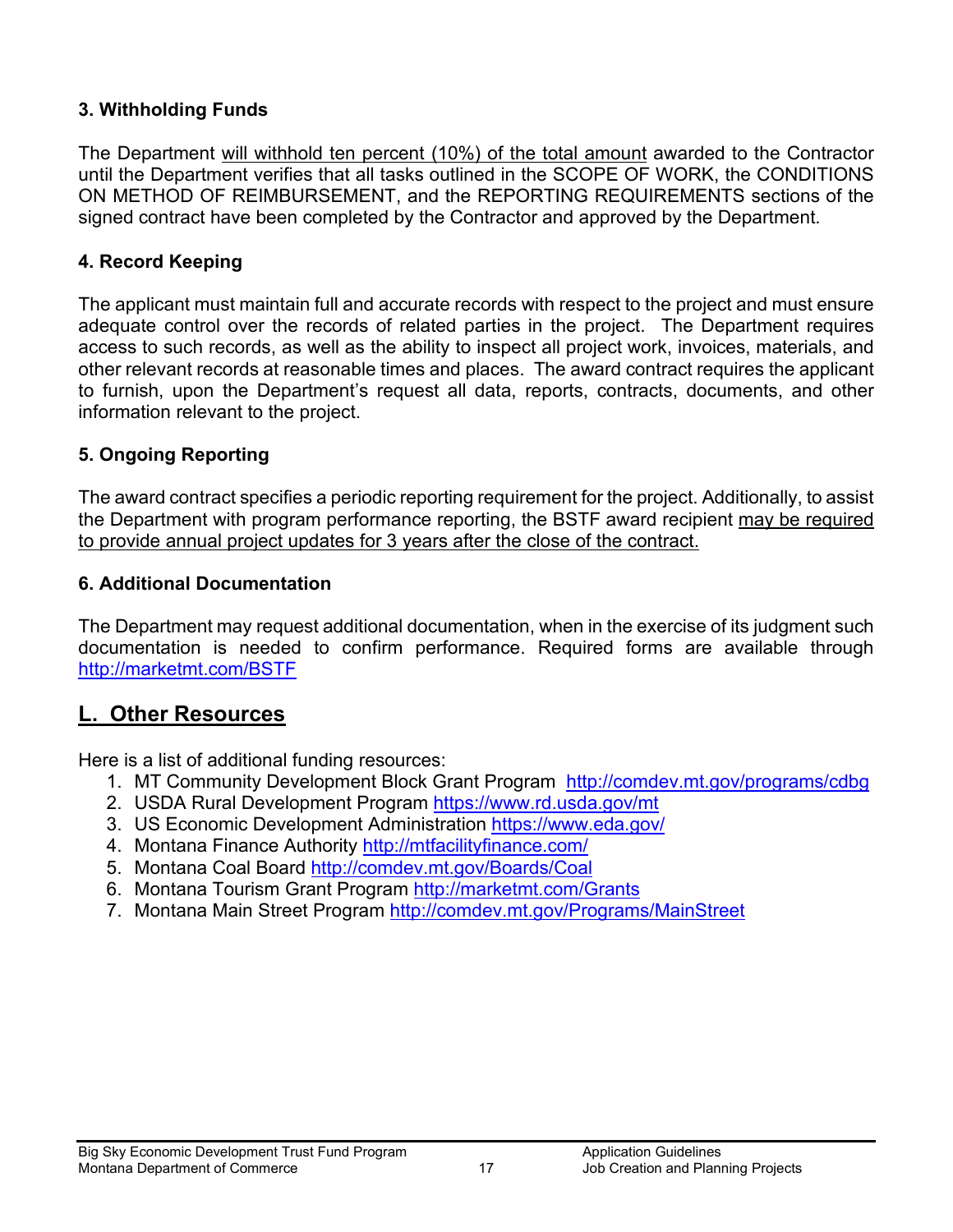### 3. Withholding Funds

The Department will withhold ten percent (10%) of the total amount awarded to the Contractor until the Department verifies that all tasks outlined in the SCOPE OF WORK, the CONDITIONS ON METHOD OF REIMBURSEMENT, and the REPORTING REQUIREMENTS sections of the signed contract have been completed by the Contractor and approved by the Department.

### 4. Record Keeping

The applicant must maintain full and accurate records with respect to the project and must ensure adequate control over the records of related parties in the project. The Department requires access to such records, as well as the ability to inspect all project work, invoices, materials, and other relevant records at reasonable times and places. The award contract requires the applicant to furnish, upon the Department's request all data, reports, contracts, documents, and other information relevant to the project.

### 5. Ongoing Reporting

The award contract specifies a periodic reporting requirement for the project. Additionally, to assist the Department with program performance reporting, the BSTF award recipient may be required to provide annual project updates for 3 years after the close of the contract.

### 6. Additional Documentation

The Department may request additional documentation, when in the exercise of its judgment such documentation is needed to confirm performance. Required forms are available through http://marketmt.com/BSTF

## L. Other Resources

Here is a list of additional funding resources:

1. MT Community Development Block Grant Program http://comdev.mt.gov/programs/cdbg
2. USDA Rural Development Program https://www.rd.usda.gov/mt
3. US Economic Development Administration https://www.eda.gov/
4. Montana Finance Authority http://mtfacilityfinance.com/
5. Montana Coal Board http://comdev.mt.gov/Boards/Coal
6. Montana Tourism Grant Program http://marketmt.com/Grants
7. Montana Main Street Program http://comdev.mt.gov/Programs/MainStreet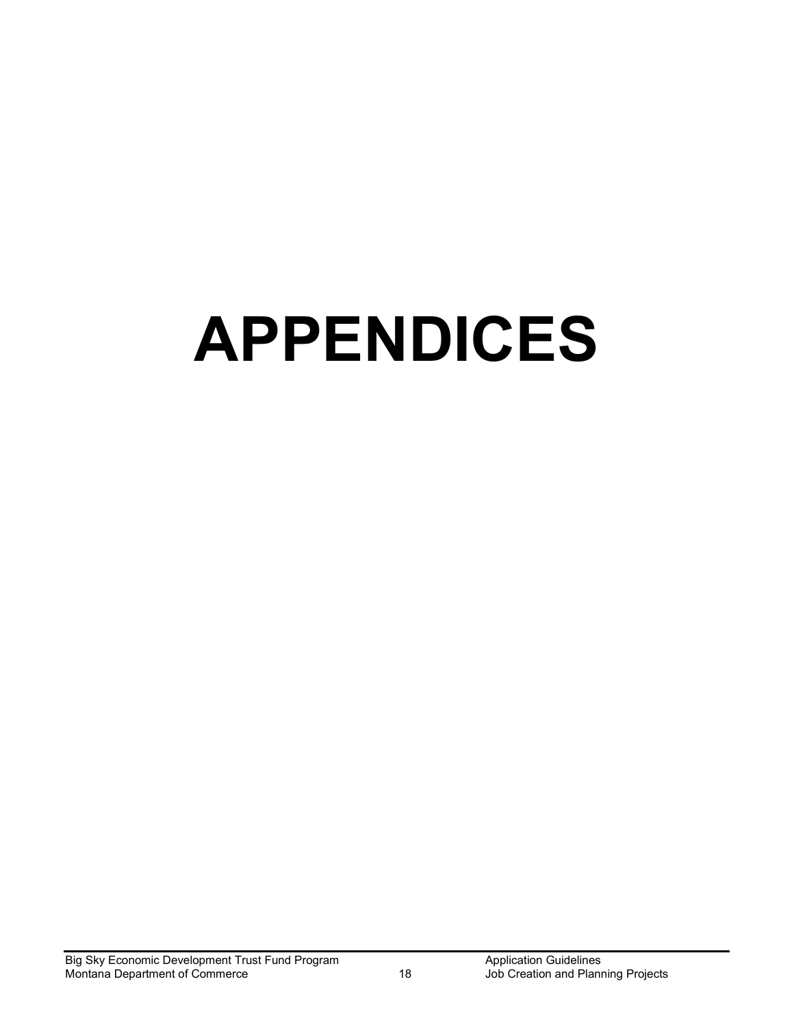# APPENDICES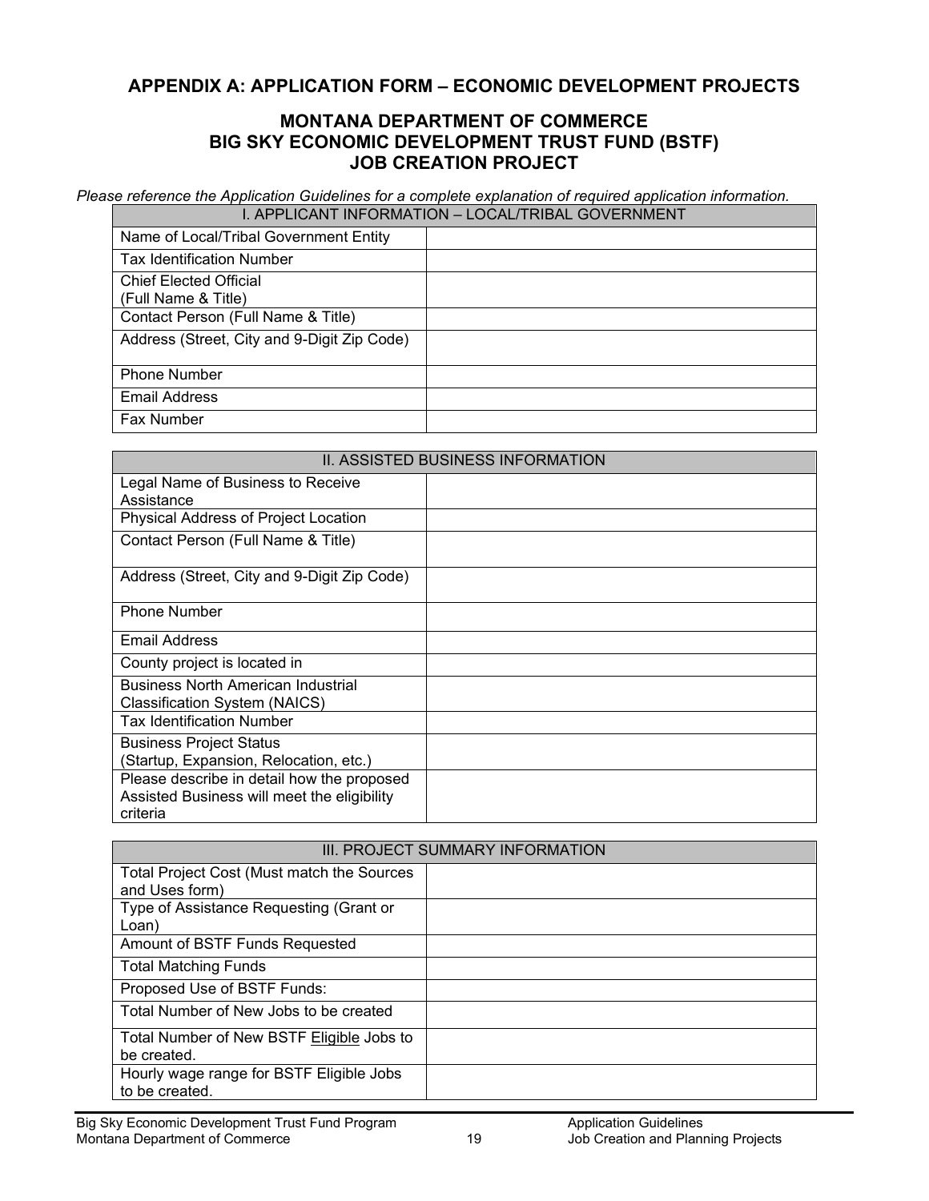## APPENDIX A: APPLICATION FORM – ECONOMIC DEVELOPMENT PROJECTS

### MONTANA DEPARTMENT OF COMMERCE
### BIG SKY ECONOMIC DEVELOPMENT TRUST FUND (BSTF)
### JOB CREATION PROJECT

*Please reference the Application Guidelines for a complete explanation of required application information.*

| I. APPLICANT INFORMATION – LOCAL/TRIBAL GOVERNMENT | |
|---|---|
| Name of Local/Tribal Government Entity | |
| Tax Identification Number | |
| Chief Elected Official (Full Name & Title) | |
| Contact Person (Full Name & Title) | |
| Address (Street, City and 9-Digit Zip Code) | |
| Phone Number | |
| Email Address | |
| Fax Number | |

| II. ASSISTED BUSINESS INFORMATION | |
|---|---|
| Legal Name of Business to Receive Assistance | |
| Physical Address of Project Location | |
| Contact Person (Full Name & Title) | |
| Address (Street, City and 9-Digit Zip Code) | |
| Phone Number | |
| Email Address | |
| County project is located in | |
| Business North American Industrial Classification System (NAICS) | |
| Tax Identification Number | |
| Business Project Status (Startup, Expansion, Relocation, etc.) | |
| Please describe in detail how the proposed Assisted Business will meet the eligibility criteria | |

| III. PROJECT SUMMARY INFORMATION | |
|---|---|
| Total Project Cost (Must match the Sources and Uses form) | |
| Type of Assistance Requesting (Grant or Loan) | |
| Amount of BSTF Funds Requested | |
| Total Matching Funds | |
| Proposed Use of BSTF Funds: | |
| Total Number of New Jobs to be created | |
| Total Number of New BSTF Eligible Jobs to be created. | |
| Hourly wage range for BSTF Eligible Jobs to be created. | |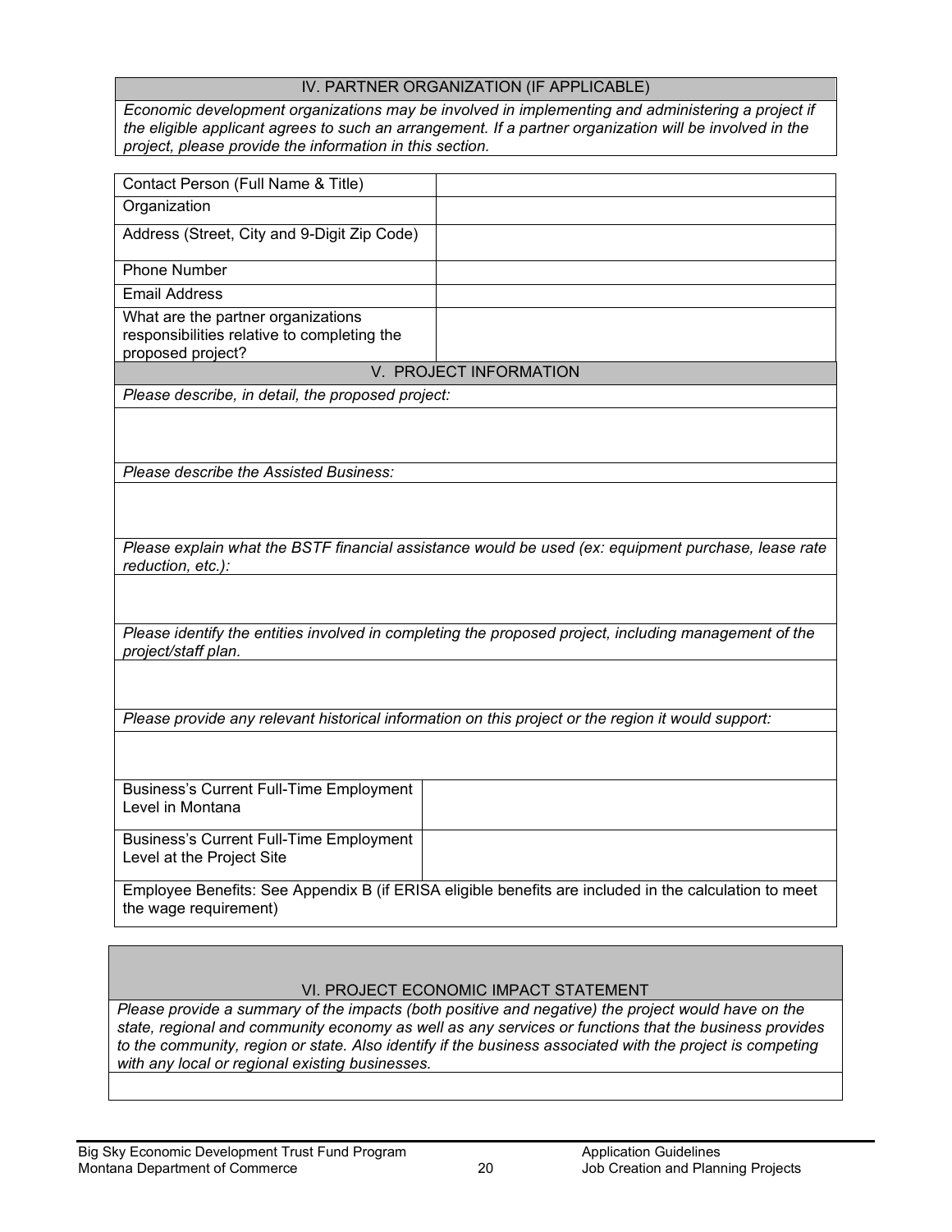## IV. PARTNER ORGANIZATION (IF APPLICABLE)

*Economic development organizations may be involved in implementing and administering a project if the eligible applicant agrees to such an arrangement. If a partner organization will be involved in the project, please provide the information in this section.*

| Contact Person (Full Name & Title) | |
|---|---|
| Organization | |
| Address (Street, City and 9-Digit Zip Code) | |
| Phone Number | |
| Email Address | |
| What are the partner organizations responsibilities relative to completing the proposed project? | |

## V. PROJECT INFORMATION

*Please describe, in detail, the proposed project:*

*Please describe the Assisted Business:*

*Please explain what the BSTF financial assistance would be used (ex: equipment purchase, lease rate reduction, etc.):*

*Please identify the entities involved in completing the proposed project, including management of the project/staff plan.*

*Please provide any relevant historical information on this project or the region it would support:*

| Business's Current Full-Time Employment Level in Montana | |
|---|---|
| Business's Current Full-Time Employment Level at the Project Site | |

Employee Benefits: See Appendix B (if ERISA eligible benefits are included in the calculation to meet the wage requirement)

## VI. PROJECT ECONOMIC IMPACT STATEMENT

*Please provide a summary of the impacts (both positive and negative) the project would have on the state, regional and community economy as well as any services or functions that the business provides to the community, region or state. Also identify if the business associated with the project is competing with any local or regional existing businesses.*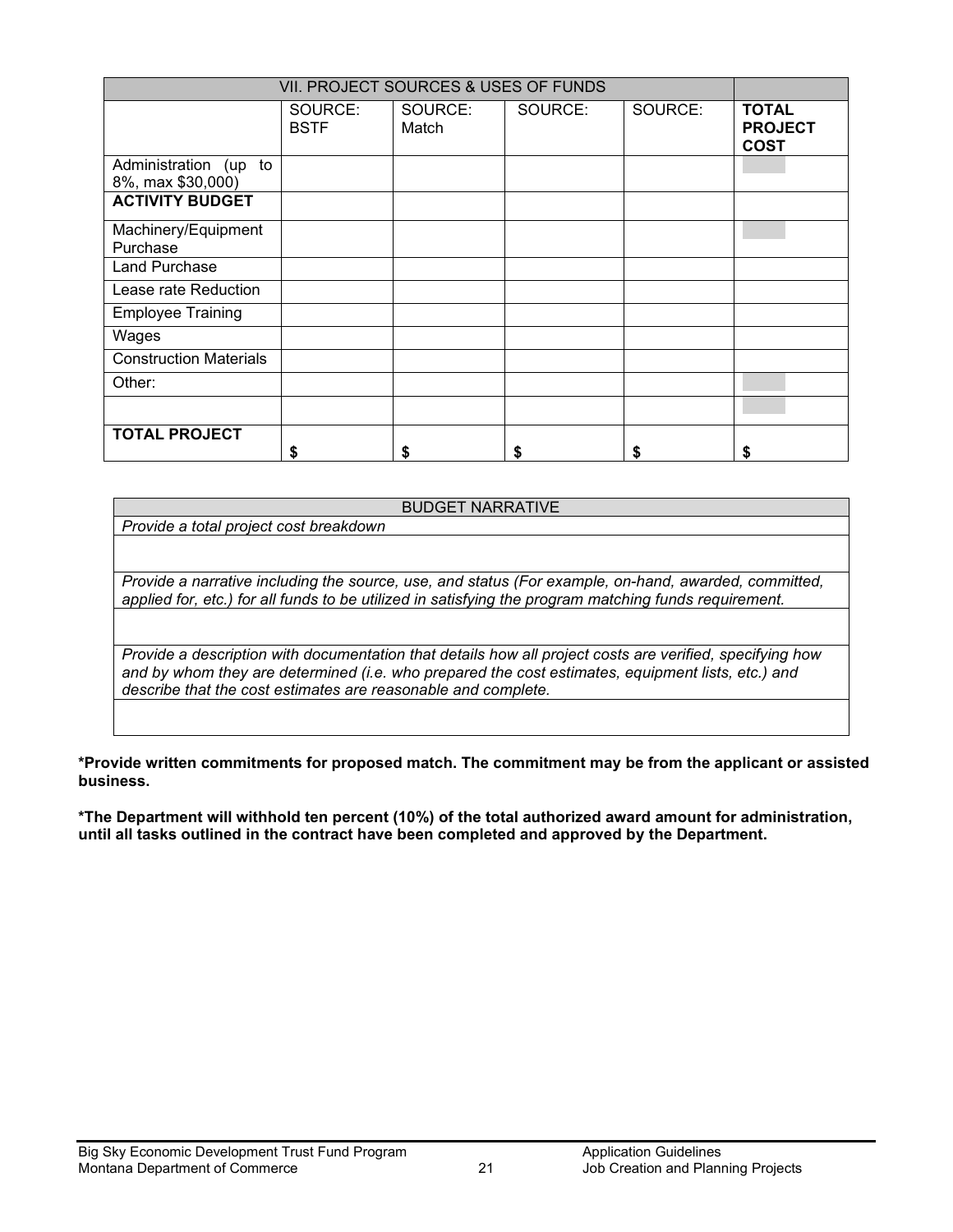| VII. PROJECT SOURCES & USES OF FUNDS | | | | | |
|---|---|---|---|---|---|
| | SOURCE: BSTF | SOURCE: Match | SOURCE: | SOURCE: | **TOTAL PROJECT COST** |
| Administration (up to 8%, max $30,000) | | | | | |
| **ACTIVITY BUDGET** | | | | | |
| Machinery/Equipment Purchase | | | | | |
| Land Purchase | | | | | |
| Lease rate Reduction | | | | | |
| Employee Training | | | | | |
| Wages | | | | | |
| Construction Materials | | | | | |
| Other: | | | | | |
| | | | | | |
| **TOTAL PROJECT** | **$** | **$** | **$** | **$** | **$** |

| BUDGET NARRATIVE |
|---|
| *Provide a total project cost breakdown* |
| |
| *Provide a narrative including the source, use, and status (For example, on-hand, awarded, committed, applied for, etc.) for all funds to be utilized in satisfying the program matching funds requirement.* |
| |
| *Provide a description with documentation that details how all project costs are verified, specifying how and by whom they are determined (i.e. who prepared the cost estimates, equipment lists, etc.) and describe that the cost estimates are reasonable and complete.* |
| |

**\*Provide written commitments for proposed match. The commitment may be from the applicant or assisted business.**

**\*The Department will withhold ten percent (10%) of the total authorized award amount for administration, until all tasks outlined in the contract have been completed and approved by the Department.**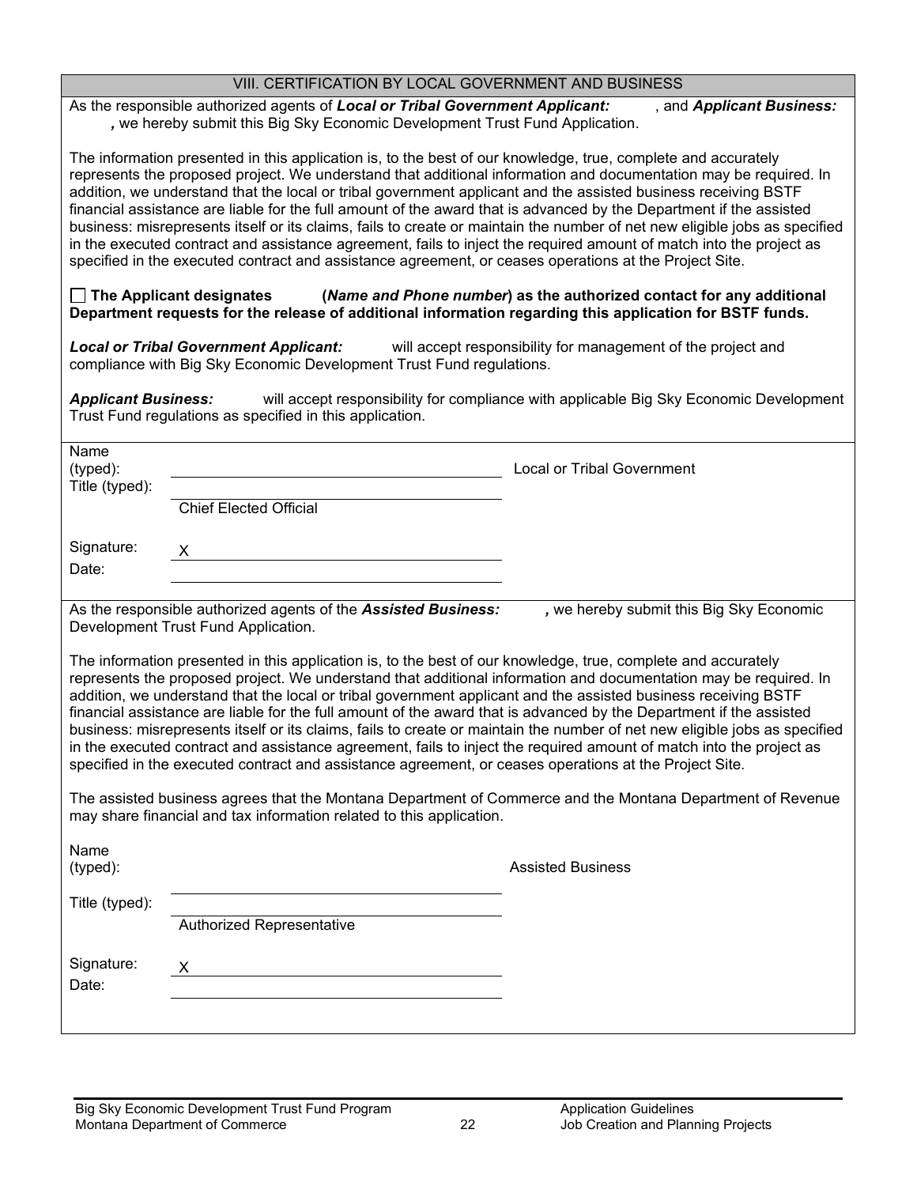## VIII. CERTIFICATION BY LOCAL GOVERNMENT AND BUSINESS

As the responsible authorized agents of ***Local or Tribal Government Applicant:*** , and ***Applicant Business:*** ***,*** we hereby submit this Big Sky Economic Development Trust Fund Application.

The information presented in this application is, to the best of our knowledge, true, complete and accurately represents the proposed project. We understand that additional information and documentation may be required. In addition, we understand that the local or tribal government applicant and the assisted business receiving BSTF financial assistance are liable for the full amount of the award that is advanced by the Department if the assisted business: misrepresents itself or its claims, fails to create or maintain the number of net new eligible jobs as specified in the executed contract and assistance agreement, fails to inject the required amount of match into the project as specified in the executed contract and assistance agreement, or ceases operations at the Project Site.

☐ **The Applicant designates (*Name and Phone number*) as the authorized contact for any additional Department requests for the release of additional information regarding this application for BSTF funds.**

***Local or Tribal Government Applicant:*** will accept responsibility for management of the project and compliance with Big Sky Economic Development Trust Fund regulations.

***Applicant Business:*** will accept responsibility for compliance with applicable Big Sky Economic Development Trust Fund regulations as specified in this application.

Name (typed): \_\_\_\_\_\_\_\_\_\_\_\_\_\_\_\_\_\_\_\_ Local or Tribal Government

Title (typed): \_\_\_\_\_\_\_\_\_\_\_\_\_\_\_\_\_\_\_\_

Chief Elected Official

Signature: X \_\_\_\_\_\_\_\_\_\_\_\_\_\_\_\_\_\_\_\_

Date: \_\_\_\_\_\_\_\_\_\_\_\_\_\_\_\_\_\_\_\_

As the responsible authorized agents of the ***Assisted Business:*** ***,*** we hereby submit this Big Sky Economic Development Trust Fund Application.

The information presented in this application is, to the best of our knowledge, true, complete and accurately represents the proposed project. We understand that additional information and documentation may be required. In addition, we understand that the local or tribal government applicant and the assisted business receiving BSTF financial assistance are liable for the full amount of the award that is advanced by the Department if the assisted business: misrepresents itself or its claims, fails to create or maintain the number of net new eligible jobs as specified in the executed contract and assistance agreement, fails to inject the required amount of match into the project as specified in the executed contract and assistance agreement, or ceases operations at the Project Site.

The assisted business agrees that the Montana Department of Commerce and the Montana Department of Revenue may share financial and tax information related to this application.

Name (typed): \_\_\_\_\_\_\_\_\_\_\_\_\_\_\_\_\_\_\_\_ Assisted Business

Title (typed): \_\_\_\_\_\_\_\_\_\_\_\_\_\_\_\_\_\_\_\_

Authorized Representative

Signature: X \_\_\_\_\_\_\_\_\_\_\_\_\_\_\_\_\_\_\_\_

Date: \_\_\_\_\_\_\_\_\_\_\_\_\_\_\_\_\_\_\_\_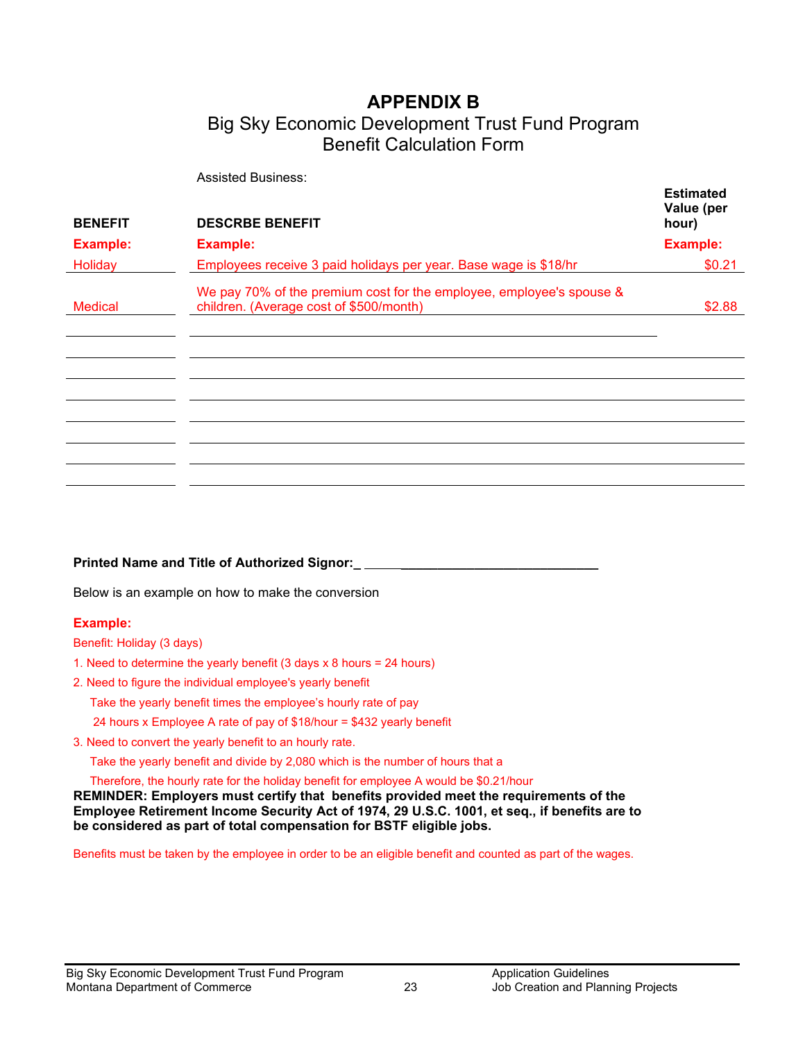# APPENDIX B

## Big Sky Economic Development Trust Fund Program
## Benefit Calculation Form

Assisted Business:

| BENEFIT | DESCRBE BENEFIT | Estimated Value (per hour) |
|---|---|---|
| **Example:** | **Example:** | **Example:** |
| Holiday | Employees receive 3 paid holidays per year. Base wage is $18/hr | $0.21 |
| Medical | We pay 70% of the premium cost for the employee, employee's spouse & children. (Average cost of $500/month) | $2.88 |
| | | |
| | | |
| | | |
| | | |
| | | |
| | | |
| | | |
| | | |

**Printed Name and Title of Authorized Signor:_ ______________________________**

Below is an example on how to make the conversion

**Example:**

Benefit: Holiday (3 days)

1. Need to determine the yearly benefit (3 days x 8 hours = 24 hours)
2. Need to figure the individual employee's yearly benefit
   Take the yearly benefit times the employee's hourly rate of pay
   24 hours x Employee A rate of pay of $18/hour = $432 yearly benefit
3. Need to convert the yearly benefit to an hourly rate.
   Take the yearly benefit and divide by 2,080 which is the number of hours that a
   Therefore, the hourly rate for the holiday benefit for employee A would be $0.21/hour

**REMINDER: Employers must certify that benefits provided meet the requirements of the Employee Retirement Income Security Act of 1974, 29 U.S.C. 1001, et seq., if benefits are to be considered as part of total compensation for BSTF eligible jobs.**

Benefits must be taken by the employee in order to be an eligible benefit and counted as part of the wages.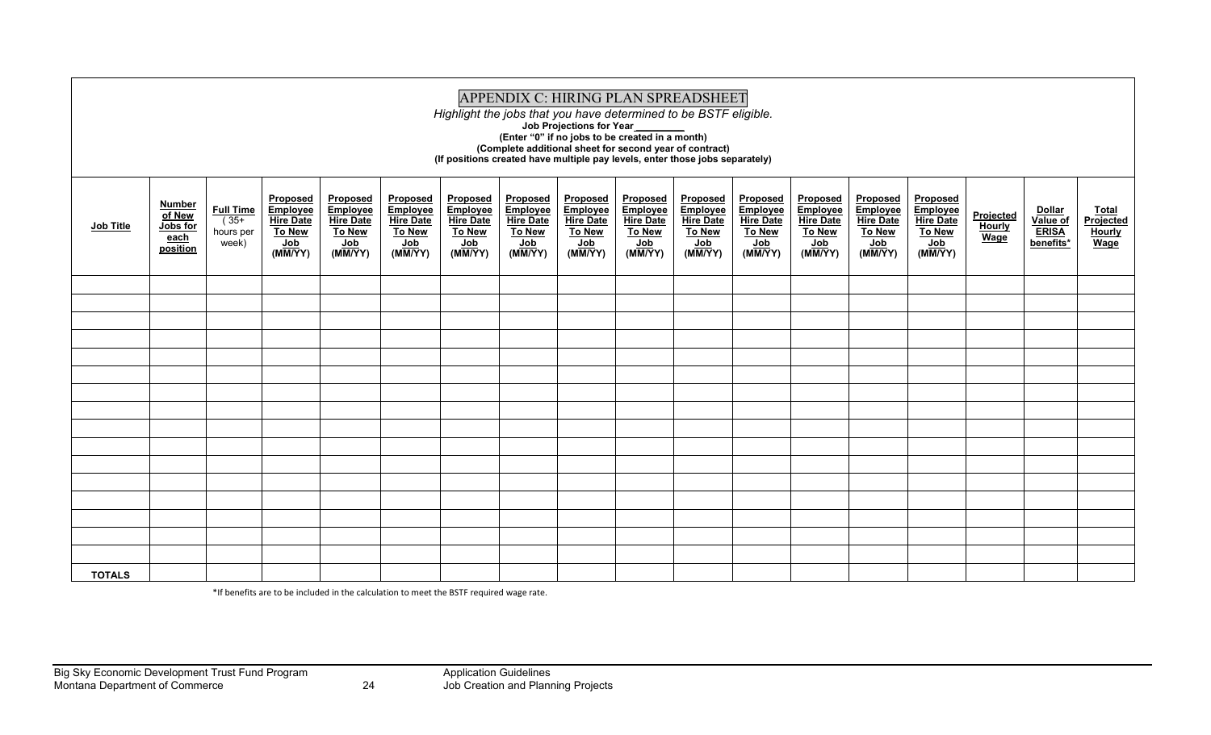# APPENDIX C: HIRING PLAN SPREADSHEET

*Highlight the jobs that you have determined to be BSTF eligible.*

**Job Projections for Year\_\_\_\_\_\_\_\_\_**

**(Enter "0" if no jobs to be created in a month)**

**(Complete additional sheet for second year of contract)**

**(If positions created have multiple pay levels, enter those jobs separately)**

| Job Title | Number of New Jobs for each position | Full Time ( 35+ hours per week) | Proposed Employee Hire Date To New Job (MM/YY) | Proposed Employee Hire Date To New Job (MM/YY) | Proposed Employee Hire Date To New Job (MM/YY) | Proposed Employee Hire Date To New Job (MM/YY) | Proposed Employee Hire Date To New Job (MM/YY) | Proposed Employee Hire Date To New Job (MM/YY) | Proposed Employee Hire Date To New Job (MM/YY) | Proposed Employee Hire Date To New Job (MM/YY) | Proposed Employee Hire Date To New Job (MM/YY) | Proposed Employee Hire Date To New Job (MM/YY) | Proposed Employee Hire Date To New Job (MM/YY) | Proposed Employee Hire Date To New Job (MM/YY) | Projected Hourly Wage | Dollar Value of ERISA benefits* | Total Projected Hourly Wage |
|---|---|---|---|---|---|---|---|---|---|---|---|---|---|---|---|---|---|
| | | | | | | | | | | | | | | | | | |
| | | | | | | | | | | | | | | | | | |
| | | | | | | | | | | | | | | | | | |
| | | | | | | | | | | | | | | | | | |
| | | | | | | | | | | | | | | | | | |
| | | | | | | | | | | | | | | | | | |
| | | | | | | | | | | | | | | | | | |
| | | | | | | | | | | | | | | | | | |
| | | | | | | | | | | | | | | | | | |
| | | | | | | | | | | | | | | | | | |
| | | | | | | | | | | | | | | | | | |
| | | | | | | | | | | | | | | | | | |
| | | | | | | | | | | | | | | | | | |
| | | | | | | | | | | | | | | | | | |
| | | | | | | | | | | | | | | | | | |
| | | | | | | | | | | | | | | | | | |
| **TOTALS** | | | | | | | | | | | | | | | | | |

*If benefits are to be included in the calculation to meet the BSTF required wage rate.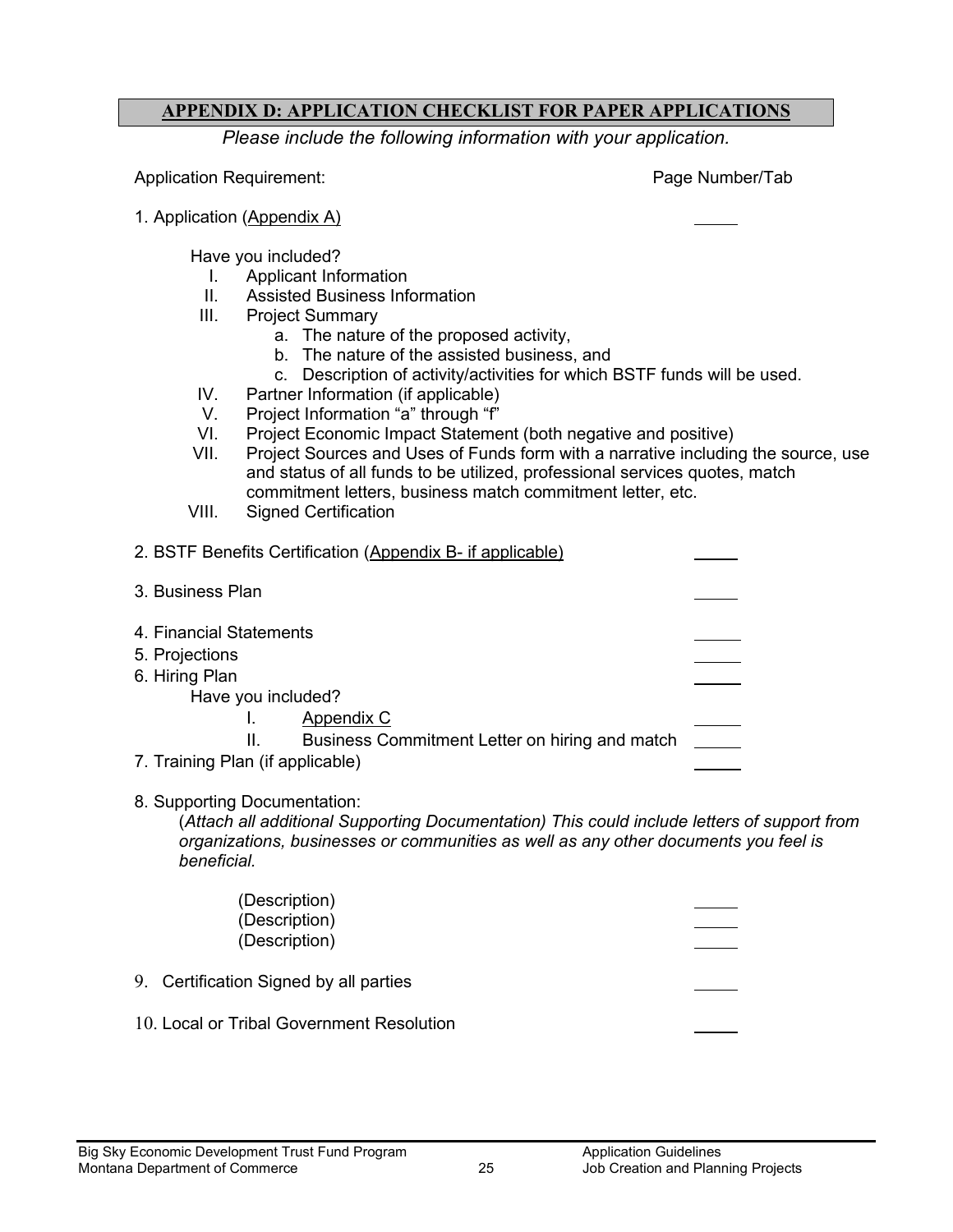## APPENDIX D: APPLICATION CHECKLIST FOR PAPER APPLICATIONS

*Please include the following information with your application.*

Application Requirement: Page Number/Tab

1. Application (Appendix A) _____

   Have you included?

   I. Applicant Information
   II. Assisted Business Information
   III. Project Summary
      a. The nature of the proposed activity,
      b. The nature of the assisted business, and
      c. Description of activity/activities for which BSTF funds will be used.
   IV. Partner Information (if applicable)
   V. Project Information "a" through "f"
   VI. Project Economic Impact Statement (both negative and positive)
   VII. Project Sources and Uses of Funds form with a narrative including the source, use and status of all funds to be utilized, professional services quotes, match commitment letters, business match commitment letter, etc.
   VIII. Signed Certification

2. BSTF Benefits Certification (Appendix B- if applicable) _____

3. Business Plan _____

4. Financial Statements _____
5. Projections _____
6. Hiring Plan _____

   Have you included?

   I. Appendix C _____
   II. Business Commitment Letter on hiring and match _____

7. Training Plan (if applicable) _____

8. Supporting Documentation:

   (*Attach all additional Supporting Documentation) This could include letters of support from organizations, businesses or communities as well as any other documents you feel is beneficial.*

   (Description) _____
   (Description) _____
   (Description) _____

9. Certification Signed by all parties _____

10. Local or Tribal Government Resolution _____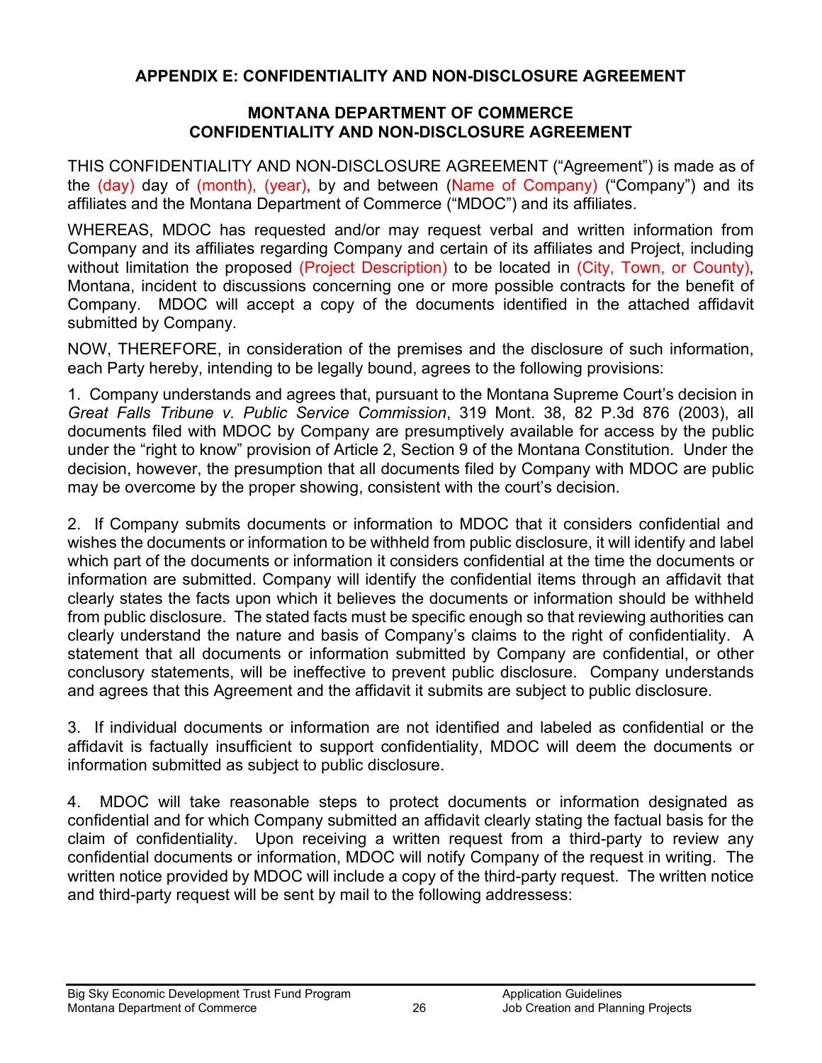## APPENDIX E: CONFIDENTIALITY AND NON-DISCLOSURE AGREEMENT

### MONTANA DEPARTMENT OF COMMERCE
### CONFIDENTIALITY AND NON-DISCLOSURE AGREEMENT

THIS CONFIDENTIALITY AND NON-DISCLOSURE AGREEMENT ("Agreement") is made as of the (day) day of (month), (year), by and between (Name of Company) ("Company") and its affiliates and the Montana Department of Commerce ("MDOC") and its affiliates.

WHEREAS, MDOC has requested and/or may request verbal and written information from Company and its affiliates regarding Company and certain of its affiliates and Project, including without limitation the proposed (Project Description) to be located in (City, Town, or County), Montana, incident to discussions concerning one or more possible contracts for the benefit of Company. MDOC will accept a copy of the documents identified in the attached affidavit submitted by Company.

NOW, THEREFORE, in consideration of the premises and the disclosure of such information, each Party hereby, intending to be legally bound, agrees to the following provisions:

1. Company understands and agrees that, pursuant to the Montana Supreme Court's decision in *Great Falls Tribune v. Public Service Commission*, 319 Mont. 38, 82 P.3d 876 (2003), all documents filed with MDOC by Company are presumptively available for access by the public under the "right to know" provision of Article 2, Section 9 of the Montana Constitution. Under the decision, however, the presumption that all documents filed by Company with MDOC are public may be overcome by the proper showing, consistent with the court's decision.

2. If Company submits documents or information to MDOC that it considers confidential and wishes the documents or information to be withheld from public disclosure, it will identify and label which part of the documents or information it considers confidential at the time the documents or information are submitted. Company will identify the confidential items through an affidavit that clearly states the facts upon which it believes the documents or information should be withheld from public disclosure. The stated facts must be specific enough so that reviewing authorities can clearly understand the nature and basis of Company's claims to the right of confidentiality. A statement that all documents or information submitted by Company are confidential, or other conclusory statements, will be ineffective to prevent public disclosure. Company understands and agrees that this Agreement and the affidavit it submits are subject to public disclosure.

3. If individual documents or information are not identified and labeled as confidential or the affidavit is factually insufficient to support confidentiality, MDOC will deem the documents or information submitted as subject to public disclosure.

4. MDOC will take reasonable steps to protect documents or information designated as confidential and for which Company submitted an affidavit clearly stating the factual basis for the claim of confidentiality. Upon receiving a written request from a third-party to review any confidential documents or information, MDOC will notify Company of the request in writing. The written notice provided by MDOC will include a copy of the third-party request. The written notice and third-party request will be sent by mail to the following addressess: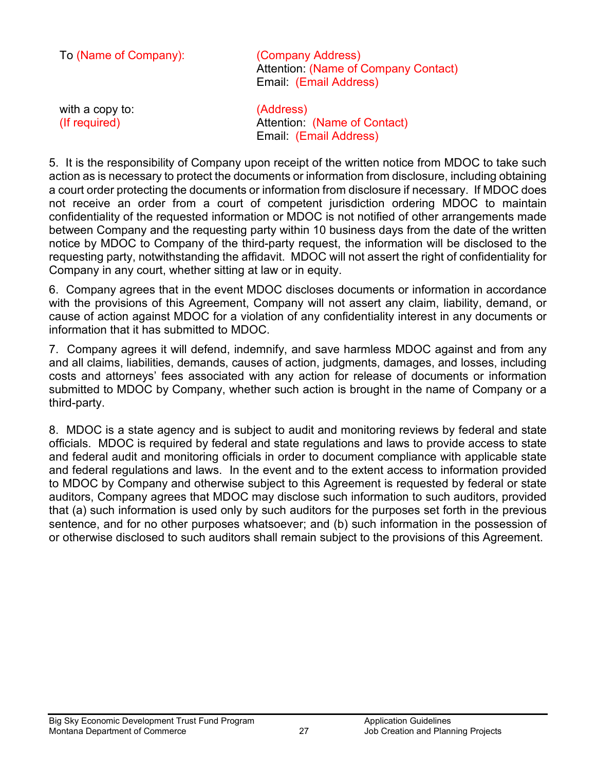To (Name of Company): (Company Address)
Attention: (Name of Company Contact)
Email: (Email Address)

with a copy to: (Address)
(If required) Attention: (Name of Contact)
Email: (Email Address)

5. It is the responsibility of Company upon receipt of the written notice from MDOC to take such action as is necessary to protect the documents or information from disclosure, including obtaining a court order protecting the documents or information from disclosure if necessary. If MDOC does not receive an order from a court of competent jurisdiction ordering MDOC to maintain confidentiality of the requested information or MDOC is not notified of other arrangements made between Company and the requesting party within 10 business days from the date of the written notice by MDOC to Company of the third-party request, the information will be disclosed to the requesting party, notwithstanding the affidavit. MDOC will not assert the right of confidentiality for Company in any court, whether sitting at law or in equity.

6. Company agrees that in the event MDOC discloses documents or information in accordance with the provisions of this Agreement, Company will not assert any claim, liability, demand, or cause of action against MDOC for a violation of any confidentiality interest in any documents or information that it has submitted to MDOC.

7. Company agrees it will defend, indemnify, and save harmless MDOC against and from any and all claims, liabilities, demands, causes of action, judgments, damages, and losses, including costs and attorneys' fees associated with any action for release of documents or information submitted to MDOC by Company, whether such action is brought in the name of Company or a third-party.

8. MDOC is a state agency and is subject to audit and monitoring reviews by federal and state officials. MDOC is required by federal and state regulations and laws to provide access to state and federal audit and monitoring officials in order to document compliance with applicable state and federal regulations and laws. In the event and to the extent access to information provided to MDOC by Company and otherwise subject to this Agreement is requested by federal or state auditors, Company agrees that MDOC may disclose such information to such auditors, provided that (a) such information is used only by such auditors for the purposes set forth in the previous sentence, and for no other purposes whatsoever; and (b) such information in the possession of or otherwise disclosed to such auditors shall remain subject to the provisions of this Agreement.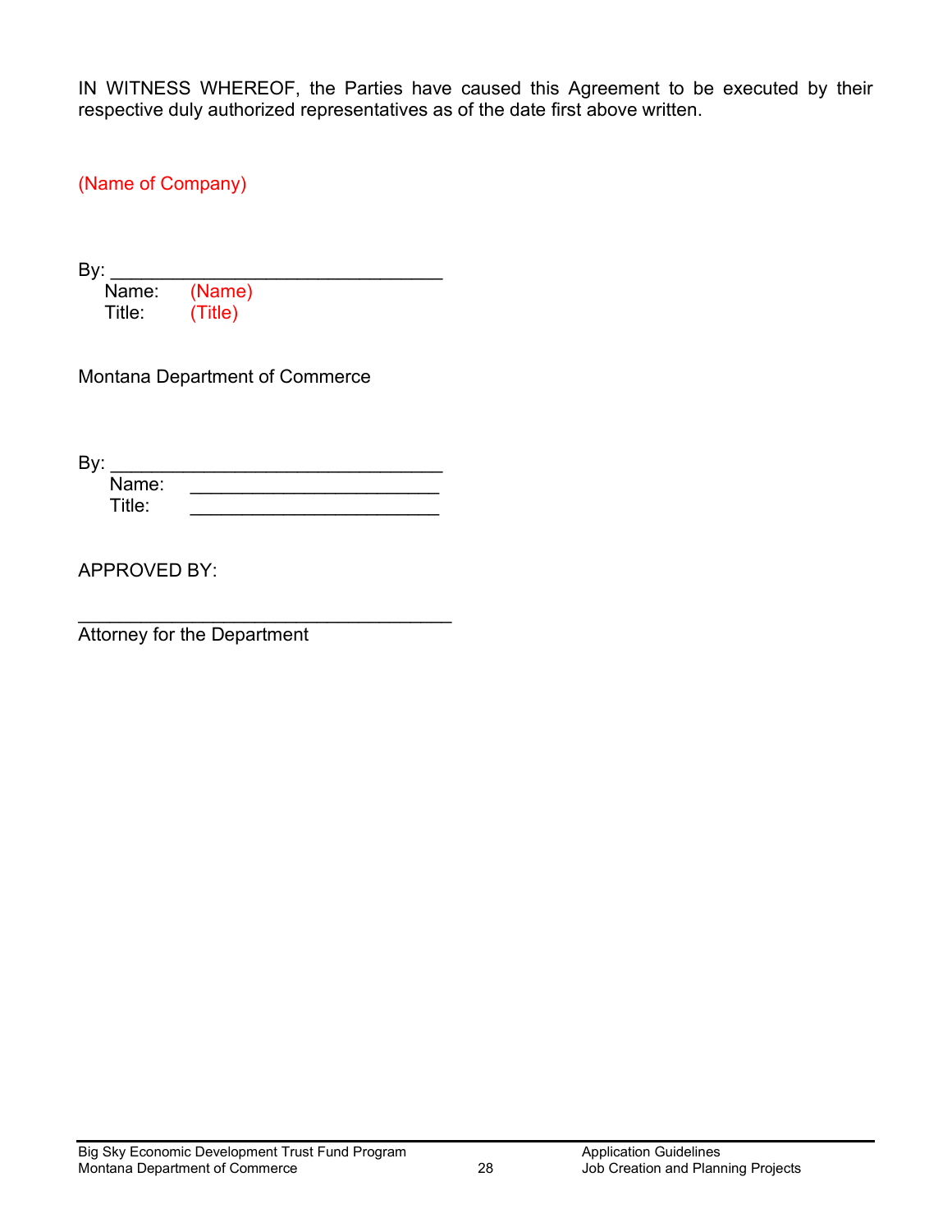IN WITNESS WHEREOF, the Parties have caused this Agreement to be executed by their respective duly authorized representatives as of the date first above written.

(Name of Company)

By: ________________________________
Name: (Name)
Title: (Title)

Montana Department of Commerce

By: ________________________________
Name: ________________________
Title: ________________________

APPROVED BY:

____________________________________
Attorney for the Department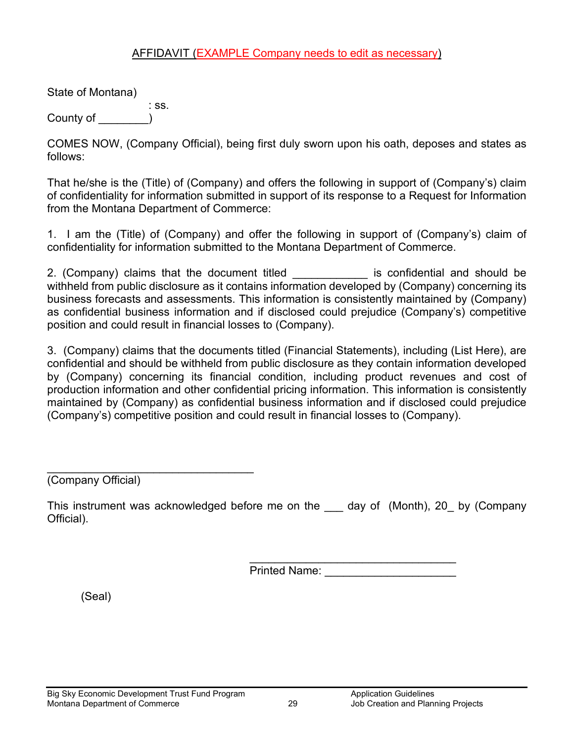AFFIDAVIT (EXAMPLE Company needs to edit as necessary)

State of Montana)
: ss.
County of ________)

COMES NOW, (Company Official), being first duly sworn upon his oath, deposes and states as follows:

That he/she is the (Title) of (Company) and offers the following in support of (Company's) claim of confidentiality for information submitted in support of its response to a Request for Information from the Montana Department of Commerce:

1. I am the (Title) of (Company) and offer the following in support of (Company's) claim of confidentiality for information submitted to the Montana Department of Commerce.

2. (Company) claims that the document titled ____________ is confidential and should be withheld from public disclosure as it contains information developed by (Company) concerning its business forecasts and assessments. This information is consistently maintained by (Company) as confidential business information and if disclosed could prejudice (Company's) competitive position and could result in financial losses to (Company).

3. (Company) claims that the documents titled (Financial Statements), including (List Here), are confidential and should be withheld from public disclosure as they contain information developed by (Company) concerning its financial condition, including product revenues and cost of production information and other confidential pricing information. This information is consistently maintained by (Company) as confidential business information and if disclosed could prejudice (Company's) competitive position and could result in financial losses to (Company).

__________________________________
(Company Official)

This instrument was acknowledged before me on the ___ day of (Month), 20_ by (Company Official).

__________________________________
Printed Name: _____________________

(Seal)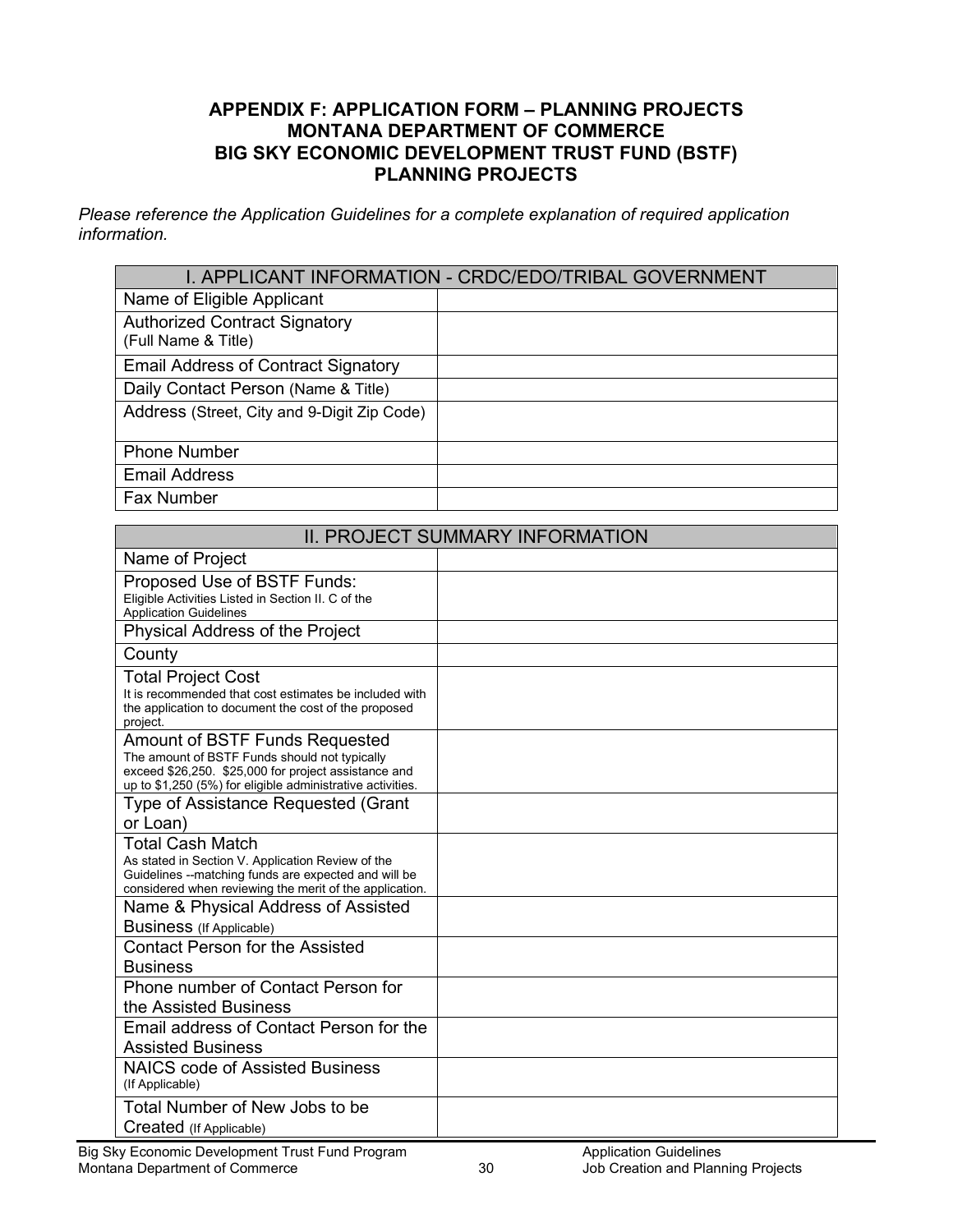## APPENDIX F: APPLICATION FORM – PLANNING PROJECTS
## MONTANA DEPARTMENT OF COMMERCE
## BIG SKY ECONOMIC DEVELOPMENT TRUST FUND (BSTF)
## PLANNING PROJECTS

*Please reference the Application Guidelines for a complete explanation of required application information.*

| I. APPLICANT INFORMATION - CRDC/EDO/TRIBAL GOVERNMENT | |
|---|---|
| Name of Eligible Applicant | |
| Authorized Contract Signatory (Full Name & Title) | |
| Email Address of Contract Signatory | |
| Daily Contact Person (Name & Title) | |
| Address (Street, City and 9-Digit Zip Code) | |
| Phone Number | |
| Email Address | |
| Fax Number | |

| II. PROJECT SUMMARY INFORMATION | |
|---|---|
| Name of Project | |
| Proposed Use of BSTF Funds: Eligible Activities Listed in Section II. C of the Application Guidelines | |
| Physical Address of the Project | |
| County | |
| Total Project Cost It is recommended that cost estimates be included with the application to document the cost of the proposed project. | |
| Amount of BSTF Funds Requested The amount of BSTF Funds should not typically exceed $26,250. $25,000 for project assistance and up to $1,250 (5%) for eligible administrative activities. | |
| Type of Assistance Requested (Grant or Loan) | |
| Total Cash Match As stated in Section V. Application Review of the Guidelines --matching funds are expected and will be considered when reviewing the merit of the application. | |
| Name & Physical Address of Assisted Business (If Applicable) | |
| Contact Person for the Assisted Business | |
| Phone number of Contact Person for the Assisted Business | |
| Email address of Contact Person for the Assisted Business | |
| NAICS code of Assisted Business (If Applicable) | |
| Total Number of New Jobs to be Created (If Applicable) | |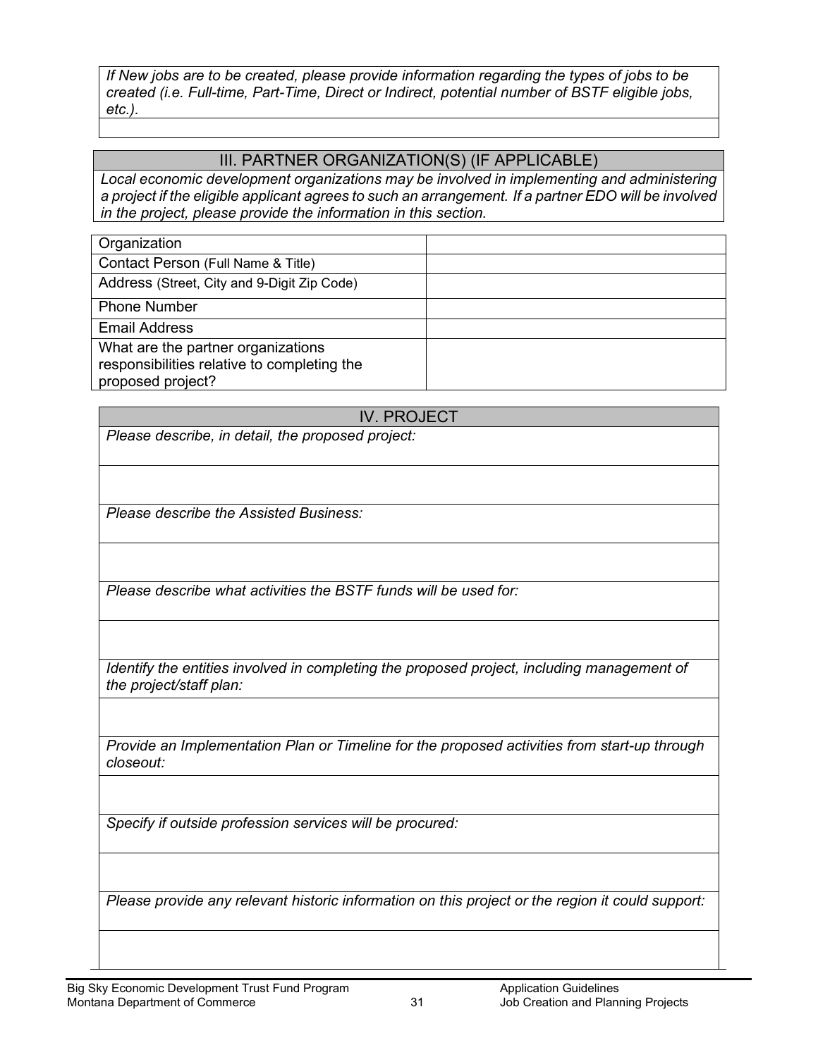*If New jobs are to be created, please provide information regarding the types of jobs to be created (i.e. Full-time, Part-Time, Direct or Indirect, potential number of BSTF eligible jobs, etc.).*

## III. PARTNER ORGANIZATION(S) (IF APPLICABLE)

*Local economic development organizations may be involved in implementing and administering a project if the eligible applicant agrees to such an arrangement. If a partner EDO will be involved in the project, please provide the information in this section.*

| Organization | |
|---|---|
| Contact Person (Full Name & Title) | |
| Address (Street, City and 9-Digit Zip Code) | |
| Phone Number | |
| Email Address | |
| What are the partner organizations responsibilities relative to completing the proposed project? | |

## IV. PROJECT

*Please describe, in detail, the proposed project:*

*Please describe the Assisted Business:*

*Please describe what activities the BSTF funds will be used for:*

*Identify the entities involved in completing the proposed project, including management of the project/staff plan:*

*Provide an Implementation Plan or Timeline for the proposed activities from start-up through closeout:*

*Specify if outside profession services will be procured:*

*Please provide any relevant historic information on this project or the region it could support:*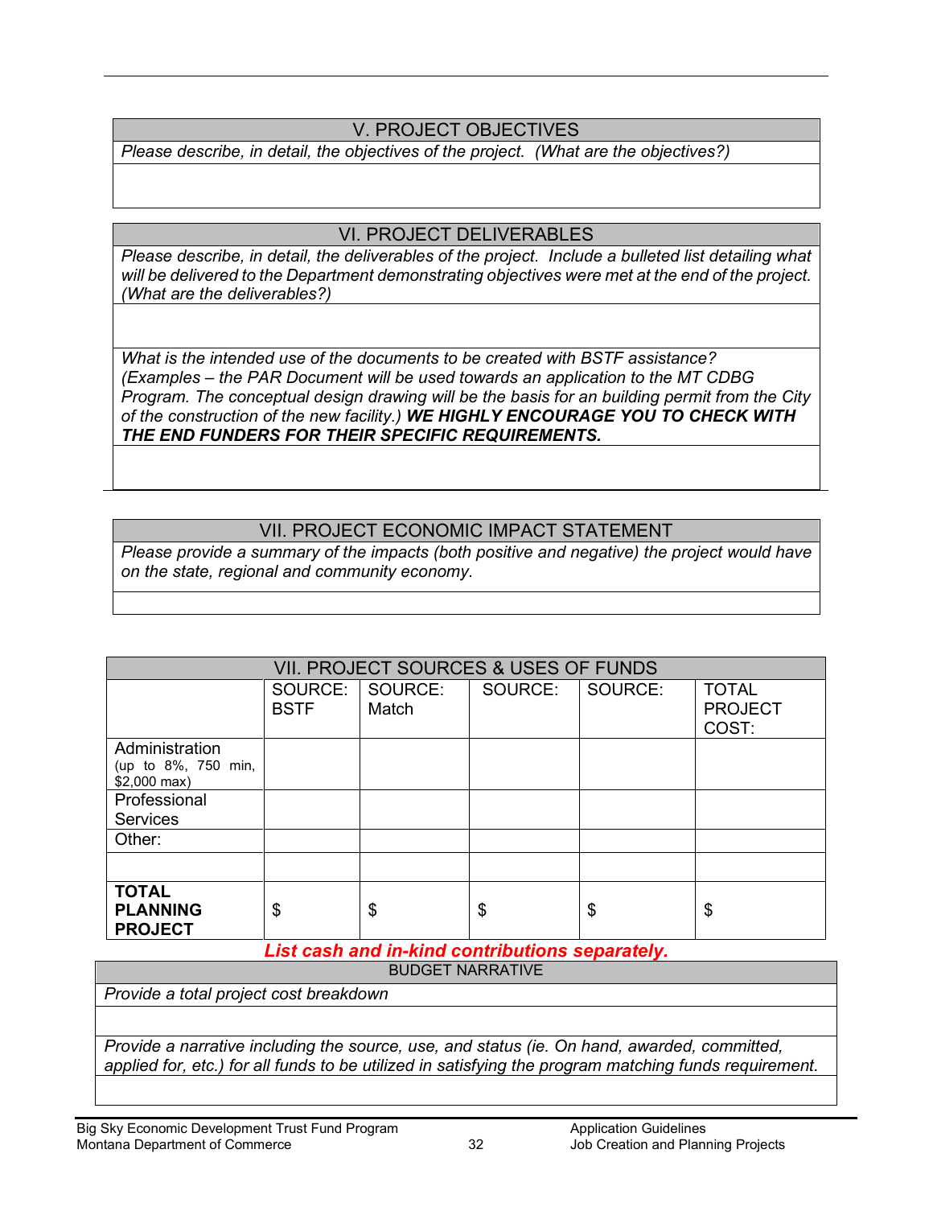## V. PROJECT OBJECTIVES

*Please describe, in detail, the objectives of the project. (What are the objectives?)*

## VI. PROJECT DELIVERABLES

*Please describe, in detail, the deliverables of the project. Include a bulleted list detailing what will be delivered to the Department demonstrating objectives were met at the end of the project. (What are the deliverables?)*

*What is the intended use of the documents to be created with BSTF assistance? (Examples – the PAR Document will be used towards an application to the MT CDBG Program. The conceptual design drawing will be the basis for an building permit from the City of the construction of the new facility.)* ***WE HIGHLY ENCOURAGE YOU TO CHECK WITH THE END FUNDERS FOR THEIR SPECIFIC REQUIREMENTS.***

## VII. PROJECT ECONOMIC IMPACT STATEMENT

*Please provide a summary of the impacts (both positive and negative) the project would have on the state, regional and community economy.*

## VII. PROJECT SOURCES & USES OF FUNDS

| | SOURCE: BSTF | SOURCE: Match | SOURCE: | SOURCE: | TOTAL PROJECT COST: |
|---|---|---|---|---|---|
| Administration (up to 8%, 750 min, $2,000 max) | | | | | |
| Professional Services | | | | | |
| Other: | | | | | |
| | | | | | |
| **TOTAL PLANNING PROJECT** | $ | $ | $ | $ | $ |

***List cash and in-kind contributions separately.***

### BUDGET NARRATIVE

*Provide a total project cost breakdown*

*Provide a narrative including the source, use, and status (ie. On hand, awarded, committed, applied for, etc.) for all funds to be utilized in satisfying the program matching funds requirement.*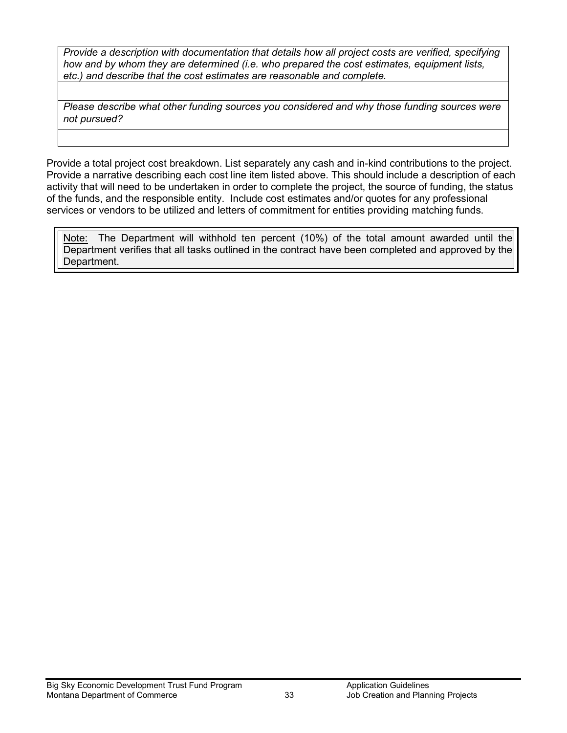| *Provide a description with documentation that details how all project costs are verified, specifying how and by whom they are determined (i.e. who prepared the cost estimates, equipment lists, etc.) and describe that the cost estimates are reasonable and complete.* |
|---|
| |
| *Please describe what other funding sources you considered and why those funding sources were not pursued?* |
| |

Provide a total project cost breakdown. List separately any cash and in-kind contributions to the project. Provide a narrative describing each cost line item listed above. This should include a description of each activity that will need to be undertaken in order to complete the project, the source of funding, the status of the funds, and the responsible entity. Include cost estimates and/or quotes for any professional services or vendors to be utilized and letters of commitment for entities providing matching funds.

> Note: The Department will withhold ten percent (10%) of the total amount awarded until the Department verifies that all tasks outlined in the contract have been completed and approved by the Department.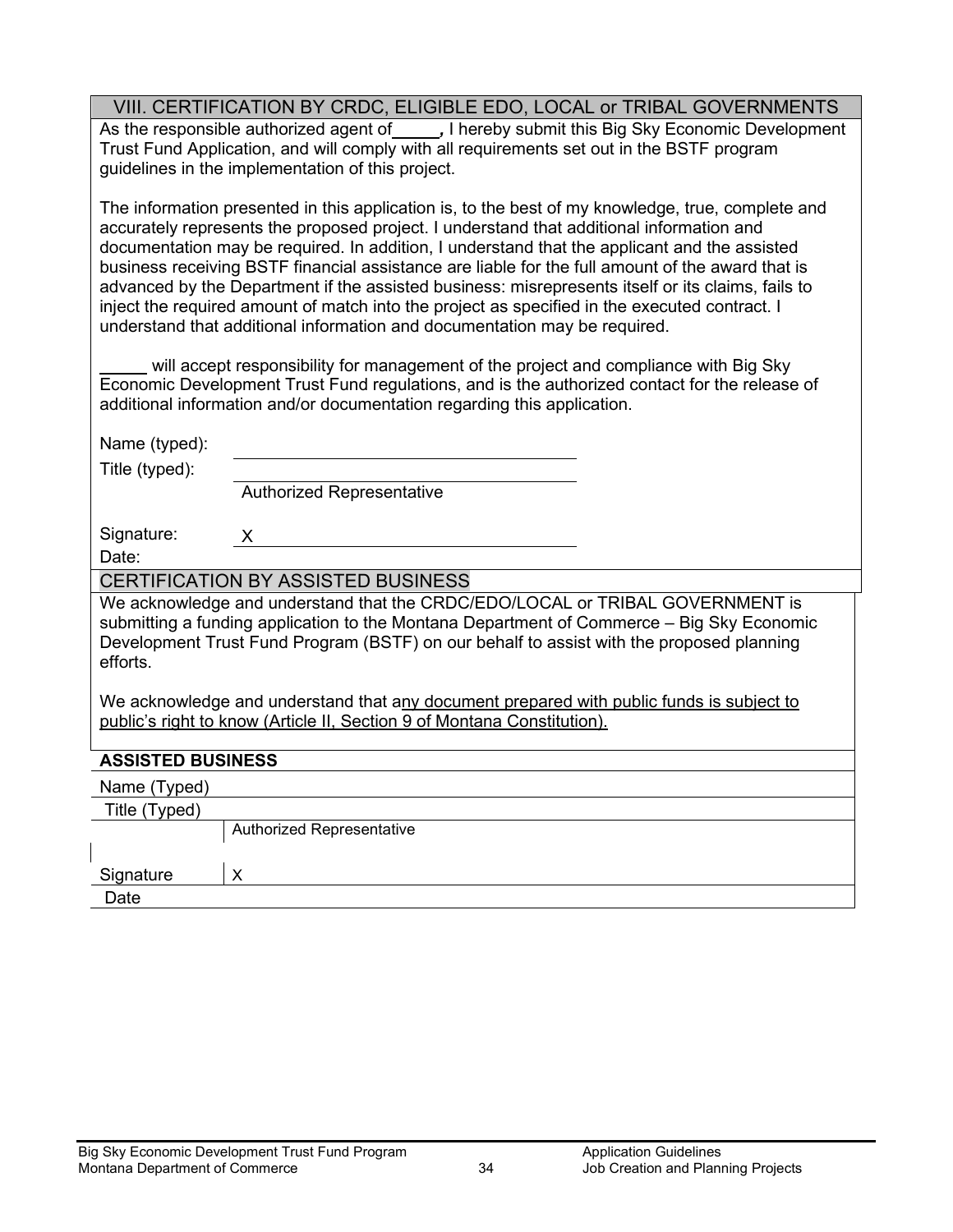## VIII. CERTIFICATION BY CRDC, ELIGIBLE EDO, LOCAL or TRIBAL GOVERNMENTS

As the responsible authorized agent of_____, I hereby submit this Big Sky Economic Development Trust Fund Application, and will comply with all requirements set out in the BSTF program guidelines in the implementation of this project.

The information presented in this application is, to the best of my knowledge, true, complete and accurately represents the proposed project. I understand that additional information and documentation may be required. In addition, I understand that the applicant and the assisted business receiving BSTF financial assistance are liable for the full amount of the award that is advanced by the Department if the assisted business: misrepresents itself or its claims, fails to inject the required amount of match into the project as specified in the executed contract. I understand that additional information and documentation may be required.

_____ will accept responsibility for management of the project and compliance with Big Sky Economic Development Trust Fund regulations, and is the authorized contact for the release of additional information and/or documentation regarding this application.

Name (typed): ______________________________

Title (typed): ______________________________
Authorized Representative

Signature: X______________________________

Date:

## CERTIFICATION BY ASSISTED BUSINESS

We acknowledge and understand that the CRDC/EDO/LOCAL or TRIBAL GOVERNMENT is submitting a funding application to the Montana Department of Commerce – Big Sky Economic Development Trust Fund Program (BSTF) on our behalf to assist with the proposed planning efforts.

We acknowledge and understand that any document prepared with public funds is subject to public's right to know (Article II, Section 9 of Montana Constitution).

| **ASSISTED BUSINESS** | |
|---|---|
| Name (Typed) | |
| Title (Typed) | |
| | Authorized Representative |
| Signature | X |
| Date | |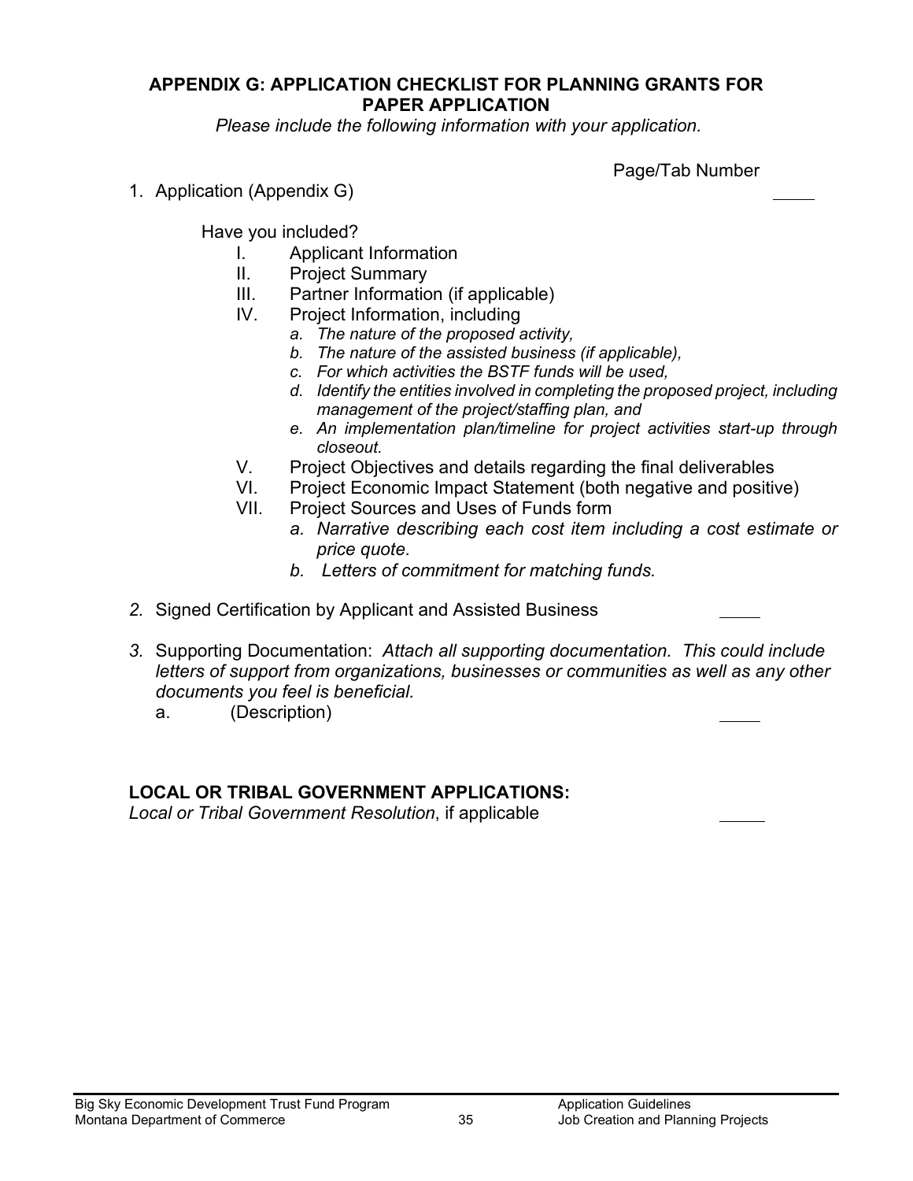## APPENDIX G: APPLICATION CHECKLIST FOR PLANNING GRANTS FOR PAPER APPLICATION

*Please include the following information with your application.*

Page/Tab Number

1. Application (Appendix G) \_\_\_\_\_

   Have you included?

   I. Applicant Information
   II. Project Summary
   III. Partner Information (if applicable)
   IV. Project Information, including
      - *a. The nature of the proposed activity,*
      - *b. The nature of the assisted business (if applicable),*
      - *c. For which activities the BSTF funds will be used,*
      - *d. Identify the entities involved in completing the proposed project, including management of the project/staffing plan, and*
      - *e. An implementation plan/timeline for project activities start-up through closeout.*

   V. Project Objectives and details regarding the final deliverables
   VI. Project Economic Impact Statement (both negative and positive)
   VII. Project Sources and Uses of Funds form
      - *a. Narrative describing each cost item including a cost estimate or price quote.*
      - *b. Letters of commitment for matching funds.*

2. Signed Certification by Applicant and Assisted Business \_\_\_\_\_

3. Supporting Documentation: *Attach all supporting documentation. This could include letters of support from organizations, businesses or communities as well as any other documents you feel is beneficial.*
   a. (Description) \_\_\_\_\_

**LOCAL OR TRIBAL GOVERNMENT APPLICATIONS:**

*Local or Tribal Government Resolution*, if applicable \_\_\_\_\_